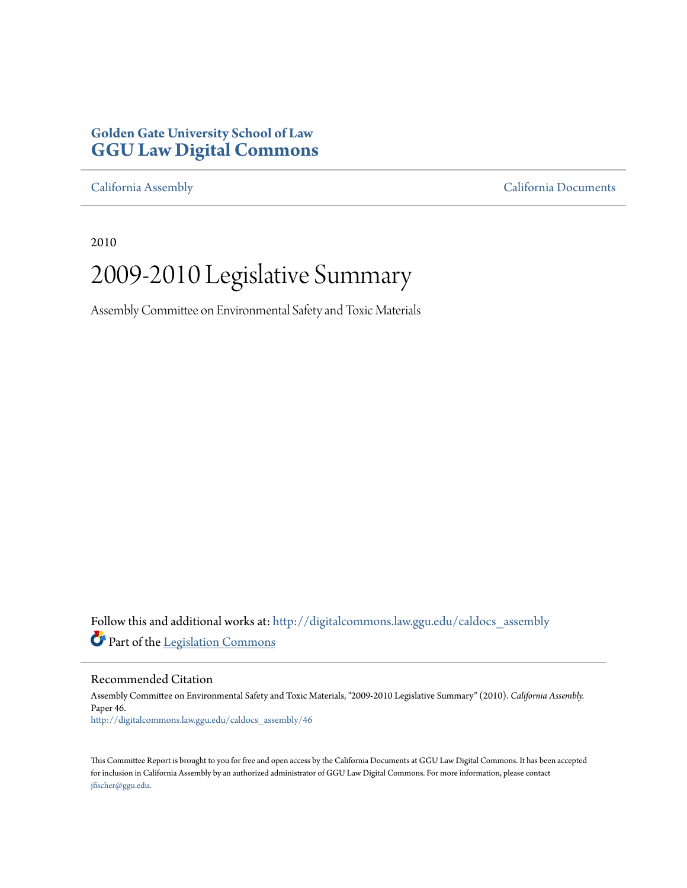**Golden Gate University School of Law**
**GGU Law Digital Commons**

California Assembly | California Documents

2010

# 2009-2010 Legislative Summary

Assembly Committee on Environmental Safety and Toxic Materials

Follow this and additional works at: http://digitalcommons.law.ggu.edu/caldocs_assembly

Part of the Legislation Commons

## Recommended Citation

Assembly Committee on Environmental Safety and Toxic Materials, "2009-2010 Legislative Summary" (2010). *California Assembly*. Paper 46.
http://digitalcommons.law.ggu.edu/caldocs_assembly/46

This Committee Report is brought to you for free and open access by the California Documents at GGU Law Digital Commons. It has been accepted for inclusion in California Assembly by an authorized administrator of GGU Law Digital Commons. For more information, please contact jfischer@ggu.edu.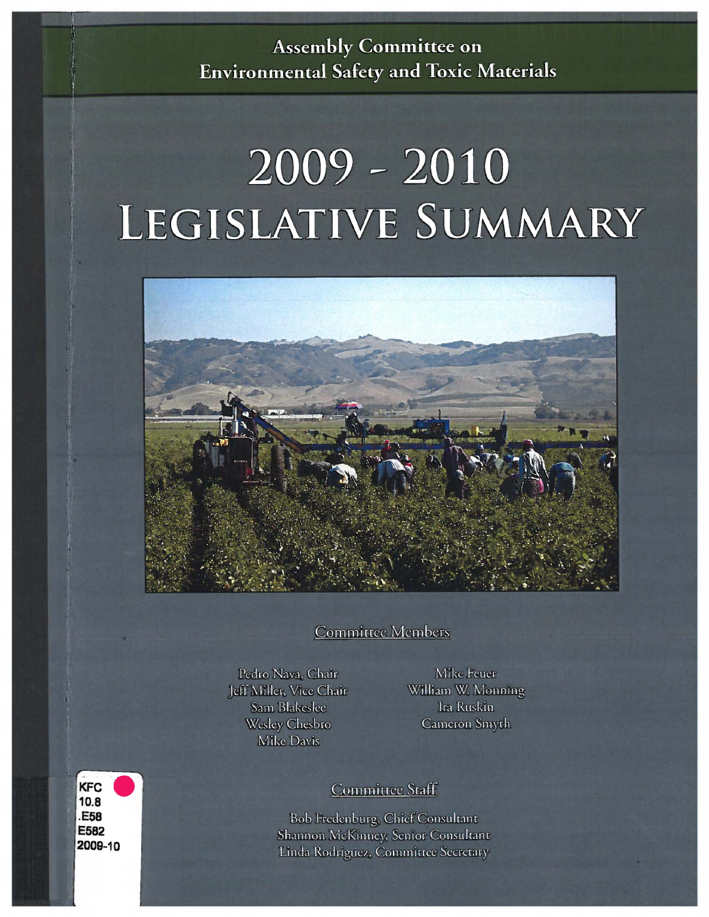Assembly Committee on
Environmental Safety and Toxic Materials

# 2009 - 2010
# LEGISLATIVE SUMMARY

## Committee Members

Pedro Nava, Chair
Jeff Miller, Vice Chair
Sam Blakeslee
Wesley Chesbro
Mike Davis
Mike Feuer
William W. Monning
Ira Ruskin
Cameron Smyth

## Committee Staff

Bob Fredenburg, Chief Consultant
Shannon McKinney, Senior Consultant
Linda Rodriguez, Committee Secretary

KFC
10.8
.E58
E582
2009-10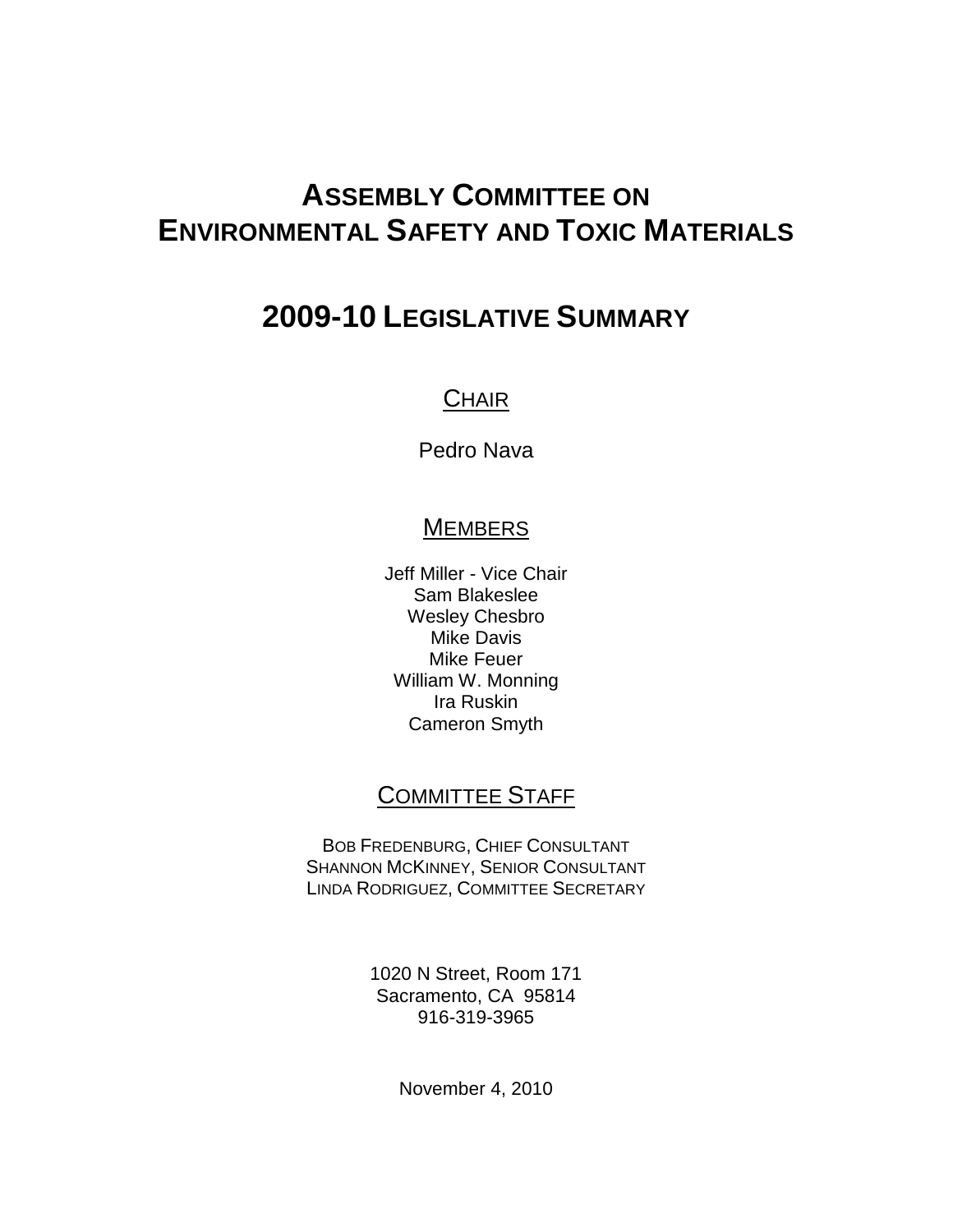# ASSEMBLY COMMITTEE ON ENVIRONMENTAL SAFETY AND TOXIC MATERIALS

# 2009-10 LEGISLATIVE SUMMARY

## CHAIR

Pedro Nava

## MEMBERS

Jeff Miller - Vice Chair
Sam Blakeslee
Wesley Chesbro
Mike Davis
Mike Feuer
William W. Monning
Ira Ruskin
Cameron Smyth

## COMMITTEE STAFF

BOB FREDENBURG, CHIEF CONSULTANT
SHANNON MCKINNEY, SENIOR CONSULTANT
LINDA RODRIGUEZ, COMMITTEE SECRETARY

1020 N Street, Room 171
Sacramento, CA 95814
916-319-3965

November 4, 2010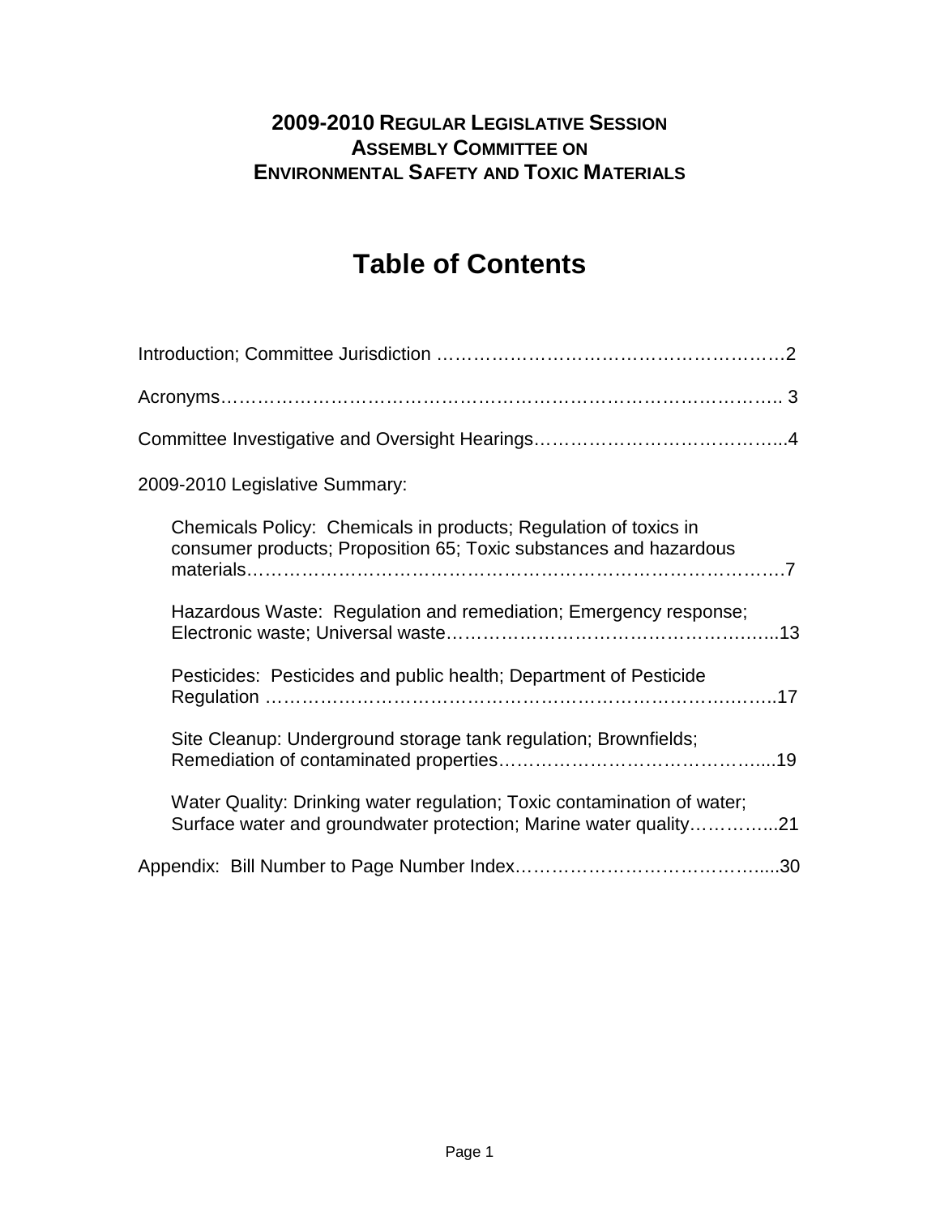**2009-2010 REGULAR LEGISLATIVE SESSION**
**ASSEMBLY COMMITTEE ON**
**ENVIRONMENTAL SAFETY AND TOXIC MATERIALS**

# Table of Contents

Introduction; Committee Jurisdiction ……………………………………………………2

Acronyms………………………………………………………………………………… 3

Committee Investigative and Oversight Hearings…………………………………...4

2009-2010 Legislative Summary:

- Chemicals Policy: Chemicals in products; Regulation of toxics in consumer products; Proposition 65; Toxic substances and hazardous materials……………………………………………………………………………7
- Hazardous Waste: Regulation and remediation; Emergency response; Electronic waste; Universal waste……………………………………………...13
- Pesticides: Pesticides and public health; Department of Pesticide Regulation ……………………………………………………………………….17
- Site Cleanup: Underground storage tank regulation; Brownfields; Remediation of contaminated properties……………………………………....19
- Water Quality: Drinking water regulation; Toxic contamination of water; Surface water and groundwater protection; Marine water quality…………...21

Appendix: Bill Number to Page Number Index…………………………………….....30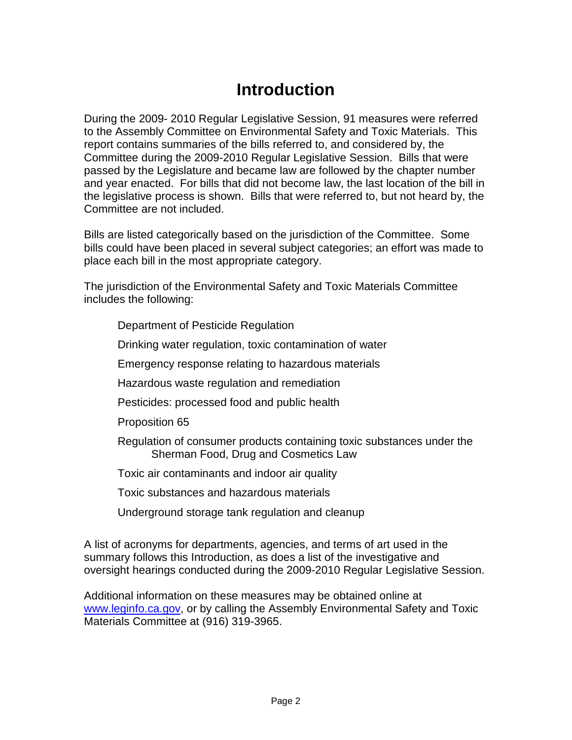# Introduction

During the 2009- 2010 Regular Legislative Session, 91 measures were referred to the Assembly Committee on Environmental Safety and Toxic Materials. This report contains summaries of the bills referred to, and considered by, the Committee during the 2009-2010 Regular Legislative Session. Bills that were passed by the Legislature and became law are followed by the chapter number and year enacted. For bills that did not become law, the last location of the bill in the legislative process is shown. Bills that were referred to, but not heard by, the Committee are not included.

Bills are listed categorically based on the jurisdiction of the Committee. Some bills could have been placed in several subject categories; an effort was made to place each bill in the most appropriate category.

The jurisdiction of the Environmental Safety and Toxic Materials Committee includes the following:

- Department of Pesticide Regulation
- Drinking water regulation, toxic contamination of water
- Emergency response relating to hazardous materials
- Hazardous waste regulation and remediation
- Pesticides: processed food and public health
- Proposition 65
- Regulation of consumer products containing toxic substances under the Sherman Food, Drug and Cosmetics Law
- Toxic air contaminants and indoor air quality
- Toxic substances and hazardous materials
- Underground storage tank regulation and cleanup

A list of acronyms for departments, agencies, and terms of art used in the summary follows this Introduction, as does a list of the investigative and oversight hearings conducted during the 2009-2010 Regular Legislative Session.

Additional information on these measures may be obtained online at [www.leginfo.ca.gov](http://www.leginfo.ca.gov), or by calling the Assembly Environmental Safety and Toxic Materials Committee at (916) 319-3965.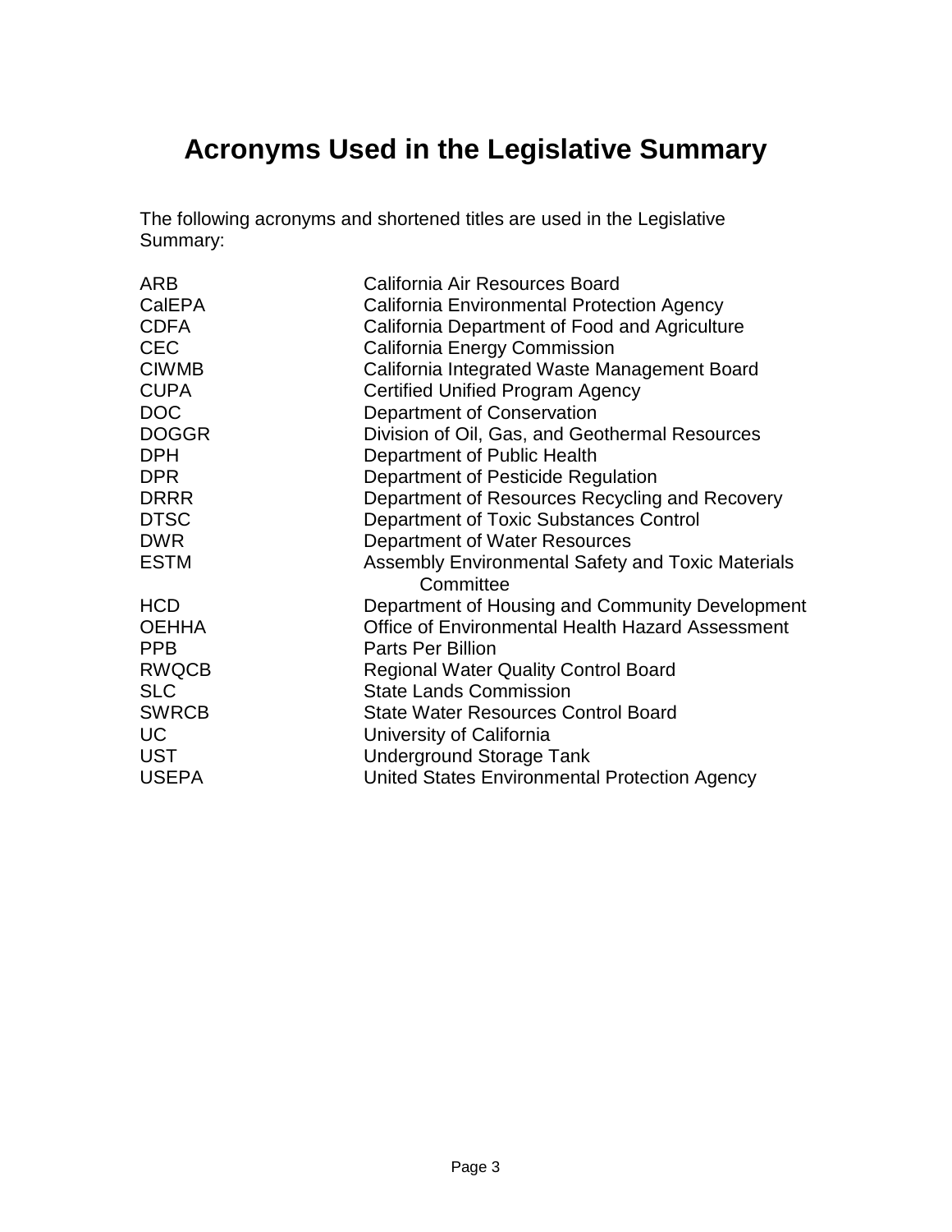# Acronyms Used in the Legislative Summary

The following acronyms and shortened titles are used in the Legislative Summary:

| | |
|---|---|
| ARB | California Air Resources Board |
| CalEPA | California Environmental Protection Agency |
| CDFA | California Department of Food and Agriculture |
| CEC | California Energy Commission |
| CIWMB | California Integrated Waste Management Board |
| CUPA | Certified Unified Program Agency |
| DOC | Department of Conservation |
| DOGGR | Division of Oil, Gas, and Geothermal Resources |
| DPH | Department of Public Health |
| DPR | Department of Pesticide Regulation |
| DRRR | Department of Resources Recycling and Recovery |
| DTSC | Department of Toxic Substances Control |
| DWR | Department of Water Resources |
| ESTM | Assembly Environmental Safety and Toxic Materials Committee |
| HCD | Department of Housing and Community Development |
| OEHHA | Office of Environmental Health Hazard Assessment |
| PPB | Parts Per Billion |
| RWQCB | Regional Water Quality Control Board |
| SLC | State Lands Commission |
| SWRCB | State Water Resources Control Board |
| UC | University of California |
| UST | Underground Storage Tank |
| USEPA | United States Environmental Protection Agency |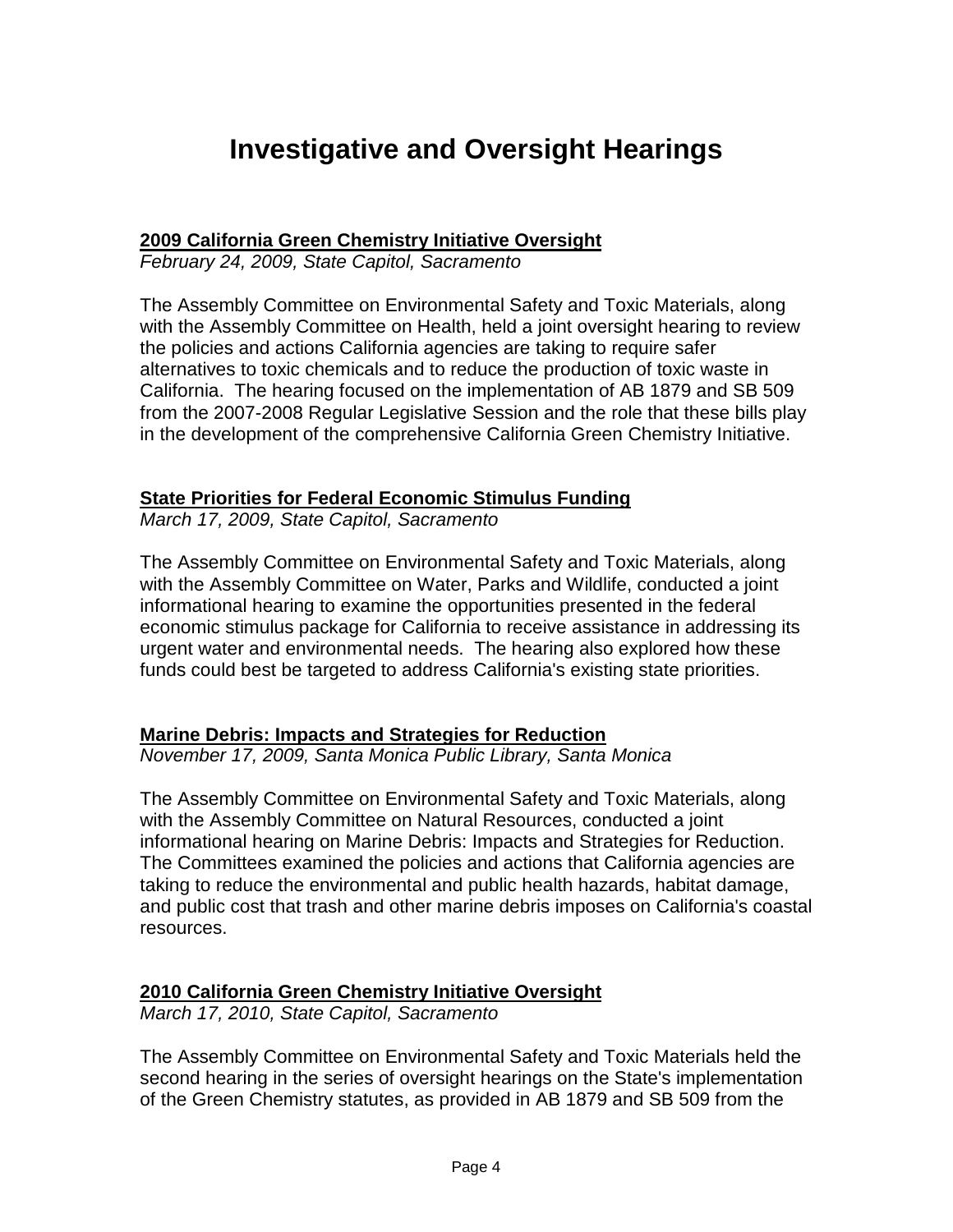# Investigative and Oversight Hearings

**2009 California Green Chemistry Initiative Oversight**
*February 24, 2009, State Capitol, Sacramento*

The Assembly Committee on Environmental Safety and Toxic Materials, along with the Assembly Committee on Health, held a joint oversight hearing to review the policies and actions California agencies are taking to require safer alternatives to toxic chemicals and to reduce the production of toxic waste in California. The hearing focused on the implementation of AB 1879 and SB 509 from the 2007-2008 Regular Legislative Session and the role that these bills play in the development of the comprehensive California Green Chemistry Initiative.

**State Priorities for Federal Economic Stimulus Funding**
*March 17, 2009, State Capitol, Sacramento*

The Assembly Committee on Environmental Safety and Toxic Materials, along with the Assembly Committee on Water, Parks and Wildlife, conducted a joint informational hearing to examine the opportunities presented in the federal economic stimulus package for California to receive assistance in addressing its urgent water and environmental needs. The hearing also explored how these funds could best be targeted to address California's existing state priorities.

**Marine Debris: Impacts and Strategies for Reduction**
*November 17, 2009, Santa Monica Public Library, Santa Monica*

The Assembly Committee on Environmental Safety and Toxic Materials, along with the Assembly Committee on Natural Resources, conducted a joint informational hearing on Marine Debris: Impacts and Strategies for Reduction. The Committees examined the policies and actions that California agencies are taking to reduce the environmental and public health hazards, habitat damage, and public cost that trash and other marine debris imposes on California's coastal resources.

**2010 California Green Chemistry Initiative Oversight**
*March 17, 2010, State Capitol, Sacramento*

The Assembly Committee on Environmental Safety and Toxic Materials held the second hearing in the series of oversight hearings on the State's implementation of the Green Chemistry statutes, as provided in AB 1879 and SB 509 from the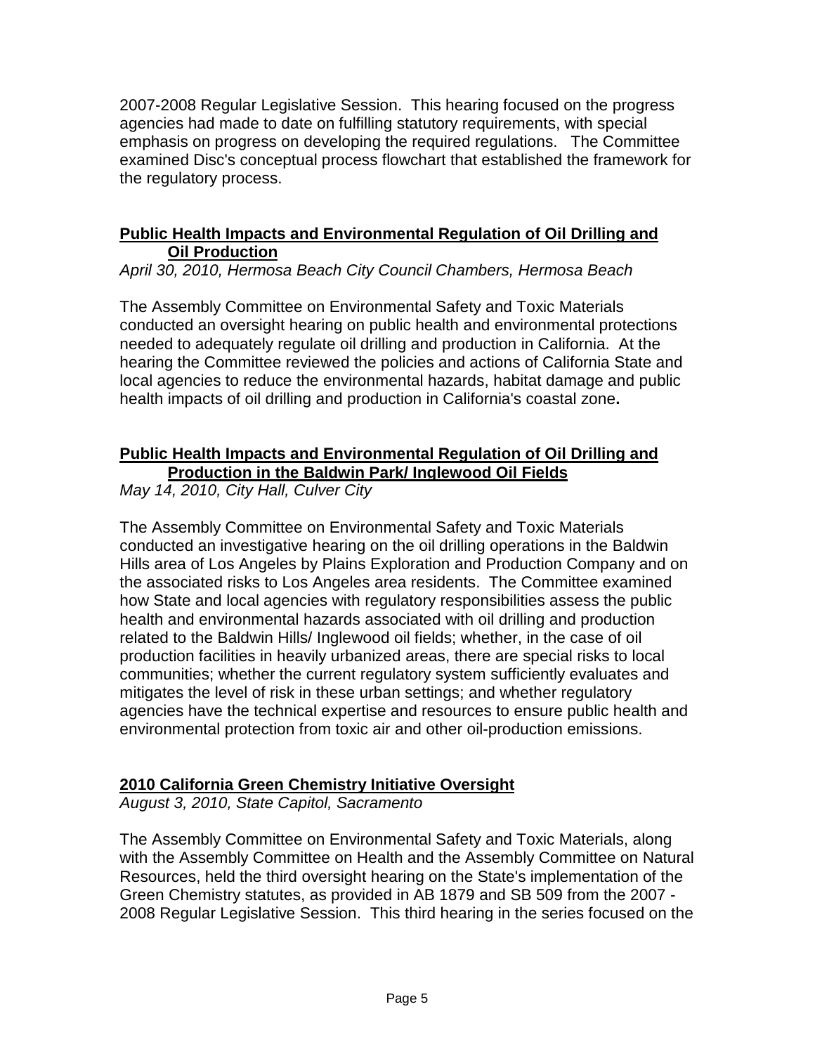2007-2008 Regular Legislative Session. This hearing focused on the progress agencies had made to date on fulfilling statutory requirements, with special emphasis on progress on developing the required regulations. The Committee examined Disc's conceptual process flowchart that established the framework for the regulatory process.

**Public Health Impacts and Environmental Regulation of Oil Drilling and Oil Production**

*April 30, 2010, Hermosa Beach City Council Chambers, Hermosa Beach*

The Assembly Committee on Environmental Safety and Toxic Materials conducted an oversight hearing on public health and environmental protections needed to adequately regulate oil drilling and production in California. At the hearing the Committee reviewed the policies and actions of California State and local agencies to reduce the environmental hazards, habitat damage and public health impacts of oil drilling and production in California's coastal zone**.**

**Public Health Impacts and Environmental Regulation of Oil Drilling and Production in the Baldwin Park/ Inglewood Oil Fields**

*May 14, 2010, City Hall, Culver City*

The Assembly Committee on Environmental Safety and Toxic Materials conducted an investigative hearing on the oil drilling operations in the Baldwin Hills area of Los Angeles by Plains Exploration and Production Company and on the associated risks to Los Angeles area residents. The Committee examined how State and local agencies with regulatory responsibilities assess the public health and environmental hazards associated with oil drilling and production related to the Baldwin Hills/ Inglewood oil fields; whether, in the case of oil production facilities in heavily urbanized areas, there are special risks to local communities; whether the current regulatory system sufficiently evaluates and mitigates the level of risk in these urban settings; and whether regulatory agencies have the technical expertise and resources to ensure public health and environmental protection from toxic air and other oil-production emissions.

**2010 California Green Chemistry Initiative Oversight**

*August 3, 2010, State Capitol, Sacramento*

The Assembly Committee on Environmental Safety and Toxic Materials, along with the Assembly Committee on Health and the Assembly Committee on Natural Resources, held the third oversight hearing on the State's implementation of the Green Chemistry statutes, as provided in AB 1879 and SB 509 from the 2007 - 2008 Regular Legislative Session. This third hearing in the series focused on the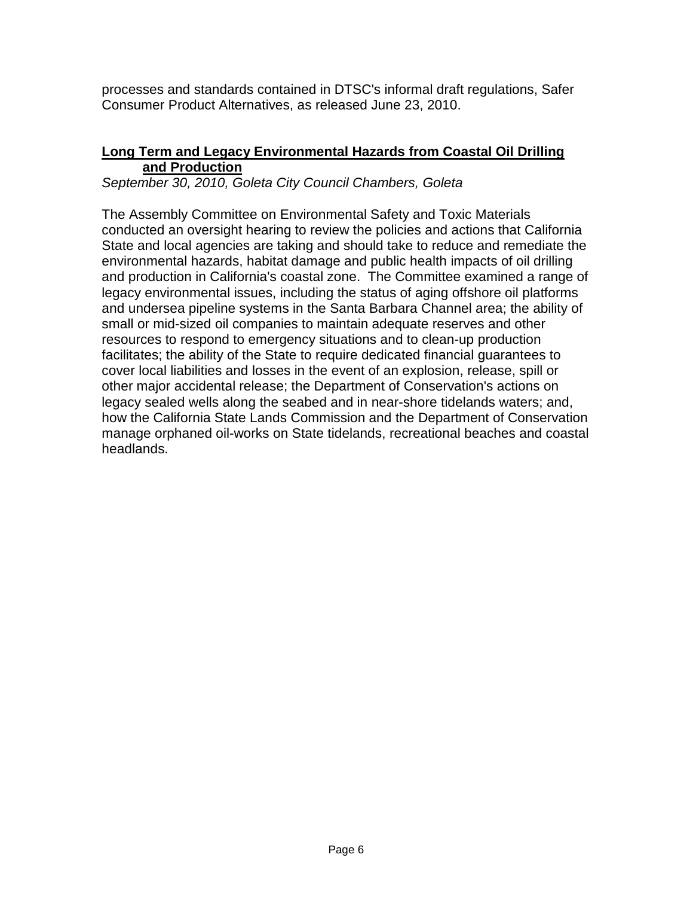processes and standards contained in DTSC's informal draft regulations, Safer Consumer Product Alternatives, as released June 23, 2010.

**Long Term and Legacy Environmental Hazards from Coastal Oil Drilling and Production**

*September 30, 2010, Goleta City Council Chambers, Goleta*

The Assembly Committee on Environmental Safety and Toxic Materials conducted an oversight hearing to review the policies and actions that California State and local agencies are taking and should take to reduce and remediate the environmental hazards, habitat damage and public health impacts of oil drilling and production in California's coastal zone.  The Committee examined a range of legacy environmental issues, including the status of aging offshore oil platforms and undersea pipeline systems in the Santa Barbara Channel area; the ability of small or mid-sized oil companies to maintain adequate reserves and other resources to respond to emergency situations and to clean-up production facilitates; the ability of the State to require dedicated financial guarantees to cover local liabilities and losses in the event of an explosion, release, spill or other major accidental release; the Department of Conservation's actions on legacy sealed wells along the seabed and in near-shore tidelands waters; and, how the California State Lands Commission and the Department of Conservation manage orphaned oil-works on State tidelands, recreational beaches and coastal headlands.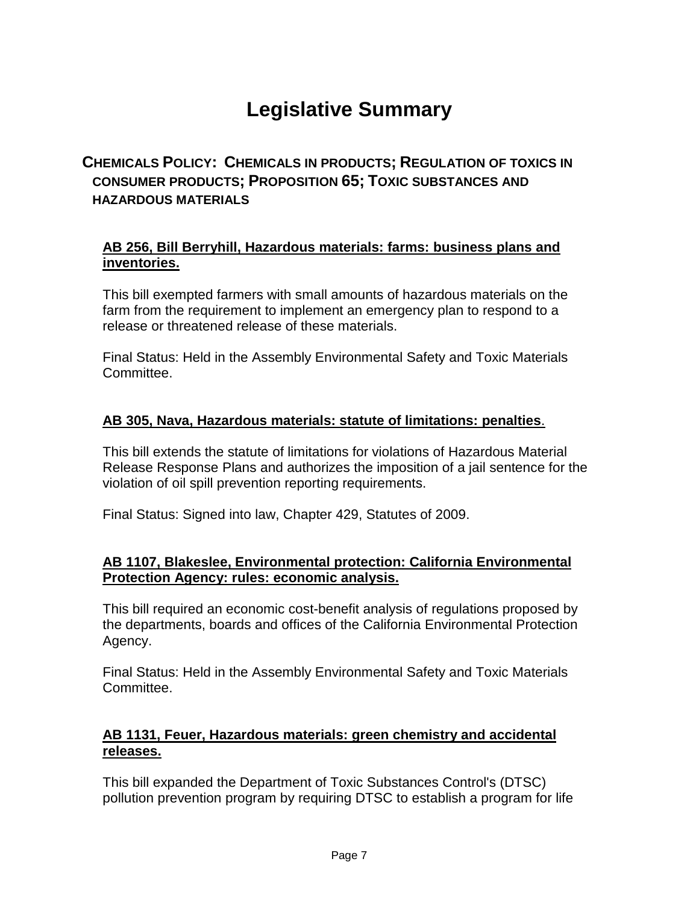# Legislative Summary

## CHEMICALS POLICY: CHEMICALS IN PRODUCTS; REGULATION OF TOXICS IN CONSUMER PRODUCTS; PROPOSITION 65; TOXIC SUBSTANCES AND HAZARDOUS MATERIALS

### AB 256, Bill Berryhill, Hazardous materials: farms: business plans and inventories.

This bill exempted farmers with small amounts of hazardous materials on the farm from the requirement to implement an emergency plan to respond to a release or threatened release of these materials.

Final Status: Held in the Assembly Environmental Safety and Toxic Materials Committee.

### AB 305, Nava, Hazardous materials: statute of limitations: penalties.

This bill extends the statute of limitations for violations of Hazardous Material Release Response Plans and authorizes the imposition of a jail sentence for the violation of oil spill prevention reporting requirements.

Final Status: Signed into law, Chapter 429, Statutes of 2009.

### AB 1107, Blakeslee, Environmental protection: California Environmental Protection Agency: rules: economic analysis.

This bill required an economic cost-benefit analysis of regulations proposed by the departments, boards and offices of the California Environmental Protection Agency.

Final Status: Held in the Assembly Environmental Safety and Toxic Materials Committee.

### AB 1131, Feuer, Hazardous materials: green chemistry and accidental releases.

This bill expanded the Department of Toxic Substances Control's (DTSC) pollution prevention program by requiring DTSC to establish a program for life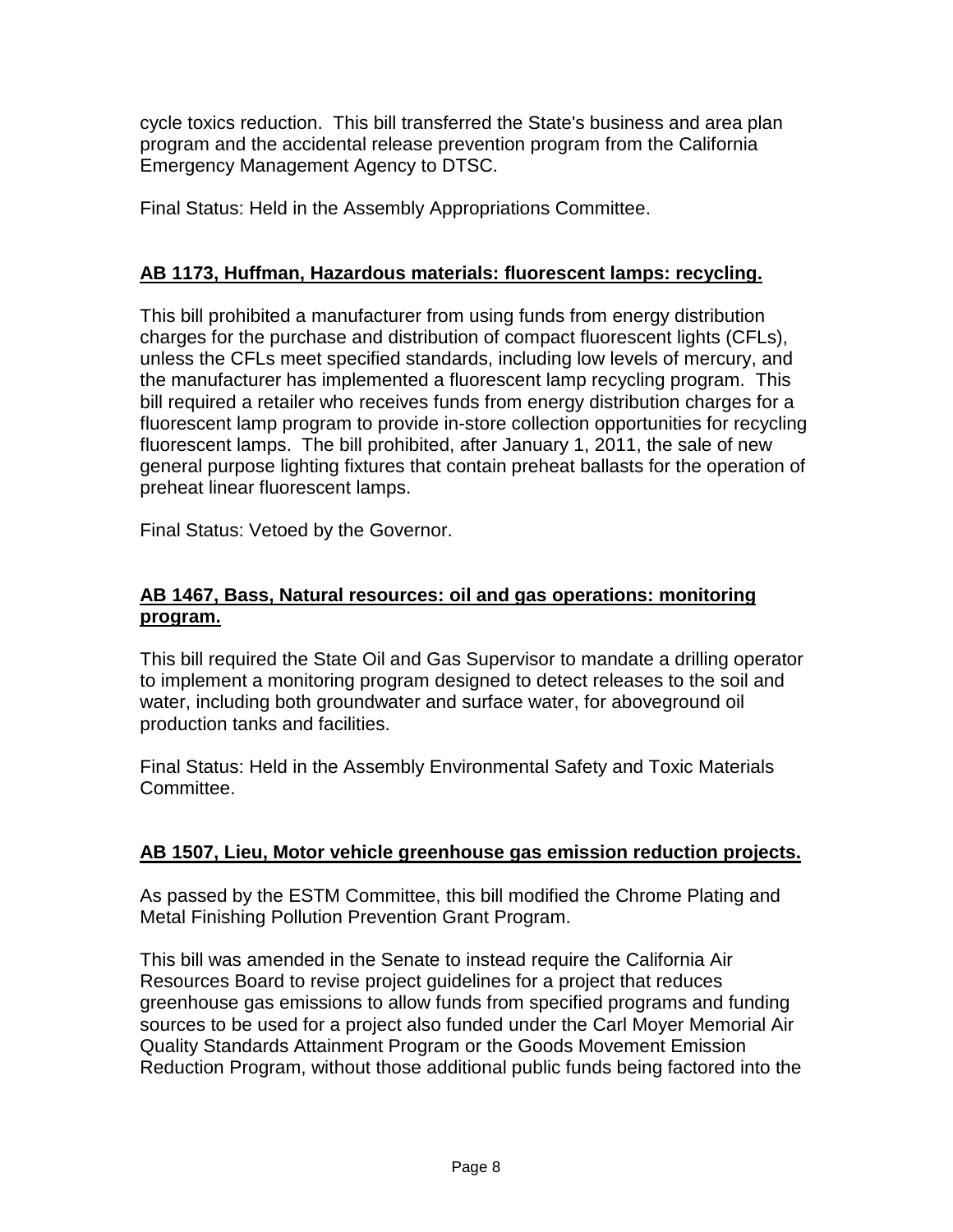cycle toxics reduction. This bill transferred the State's business and area plan program and the accidental release prevention program from the California Emergency Management Agency to DTSC.

Final Status: Held in the Assembly Appropriations Committee.

**AB 1173, Huffman, Hazardous materials: fluorescent lamps: recycling.**

This bill prohibited a manufacturer from using funds from energy distribution charges for the purchase and distribution of compact fluorescent lights (CFLs), unless the CFLs meet specified standards, including low levels of mercury, and the manufacturer has implemented a fluorescent lamp recycling program. This bill required a retailer who receives funds from energy distribution charges for a fluorescent lamp program to provide in-store collection opportunities for recycling fluorescent lamps. The bill prohibited, after January 1, 2011, the sale of new general purpose lighting fixtures that contain preheat ballasts for the operation of preheat linear fluorescent lamps.

Final Status: Vetoed by the Governor.

**AB 1467, Bass, Natural resources: oil and gas operations: monitoring program.**

This bill required the State Oil and Gas Supervisor to mandate a drilling operator to implement a monitoring program designed to detect releases to the soil and water, including both groundwater and surface water, for aboveground oil production tanks and facilities.

Final Status: Held in the Assembly Environmental Safety and Toxic Materials Committee.

**AB 1507, Lieu, Motor vehicle greenhouse gas emission reduction projects.**

As passed by the ESTM Committee, this bill modified the Chrome Plating and Metal Finishing Pollution Prevention Grant Program.

This bill was amended in the Senate to instead require the California Air Resources Board to revise project guidelines for a project that reduces greenhouse gas emissions to allow funds from specified programs and funding sources to be used for a project also funded under the Carl Moyer Memorial Air Quality Standards Attainment Program or the Goods Movement Emission Reduction Program, without those additional public funds being factored into the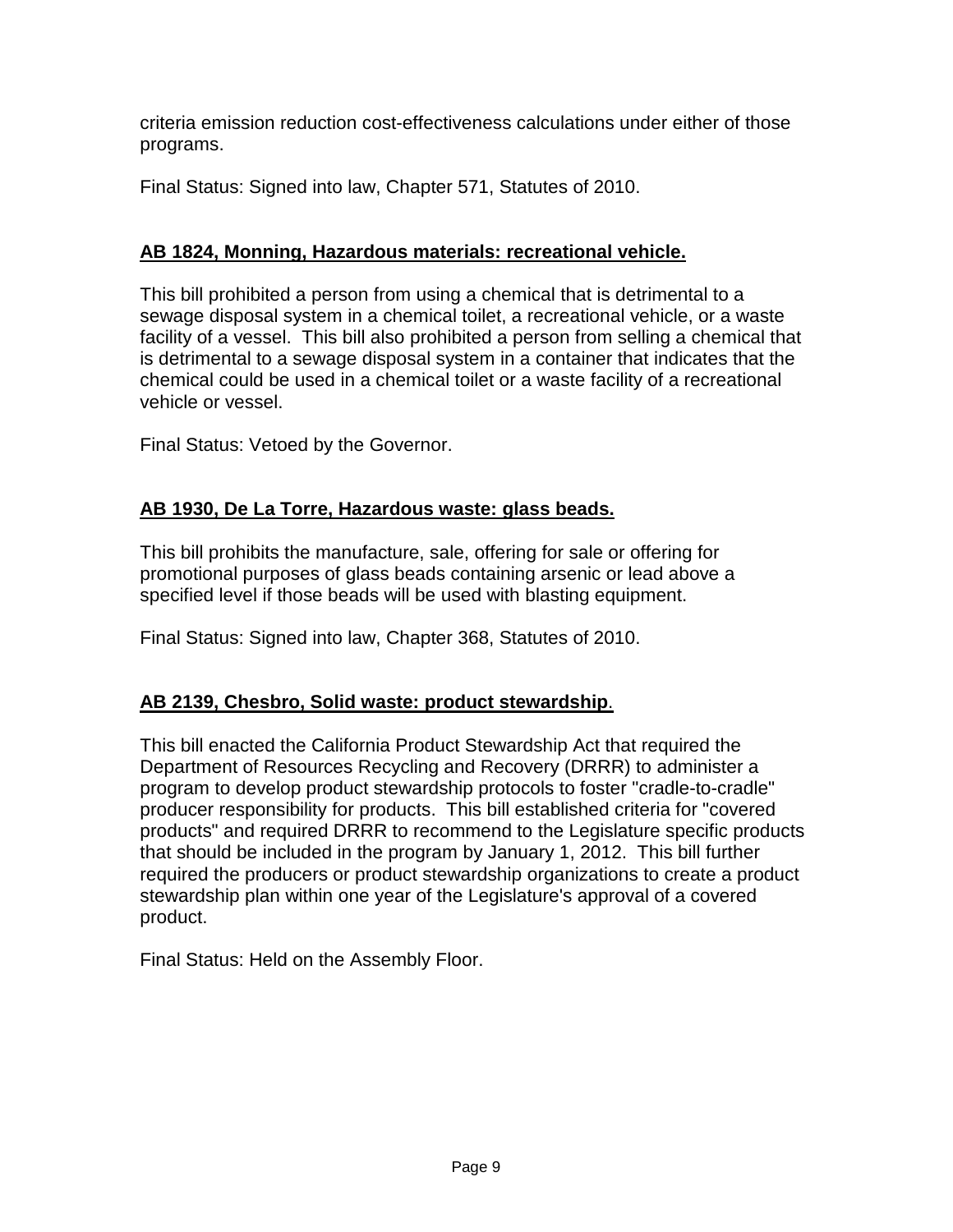criteria emission reduction cost-effectiveness calculations under either of those programs.

Final Status: Signed into law, Chapter 571, Statutes of 2010.

### AB 1824, Monning, Hazardous materials: recreational vehicle.

This bill prohibited a person from using a chemical that is detrimental to a sewage disposal system in a chemical toilet, a recreational vehicle, or a waste facility of a vessel. This bill also prohibited a person from selling a chemical that is detrimental to a sewage disposal system in a container that indicates that the chemical could be used in a chemical toilet or a waste facility of a recreational vehicle or vessel.

Final Status: Vetoed by the Governor.

### AB 1930, De La Torre, Hazardous waste: glass beads.

This bill prohibits the manufacture, sale, offering for sale or offering for promotional purposes of glass beads containing arsenic or lead above a specified level if those beads will be used with blasting equipment.

Final Status: Signed into law, Chapter 368, Statutes of 2010.

### AB 2139, Chesbro, Solid waste: product stewardship.

This bill enacted the California Product Stewardship Act that required the Department of Resources Recycling and Recovery (DRRR) to administer a program to develop product stewardship protocols to foster "cradle-to-cradle" producer responsibility for products. This bill established criteria for "covered products" and required DRRR to recommend to the Legislature specific products that should be included in the program by January 1, 2012. This bill further required the producers or product stewardship organizations to create a product stewardship plan within one year of the Legislature's approval of a covered product.

Final Status: Held on the Assembly Floor.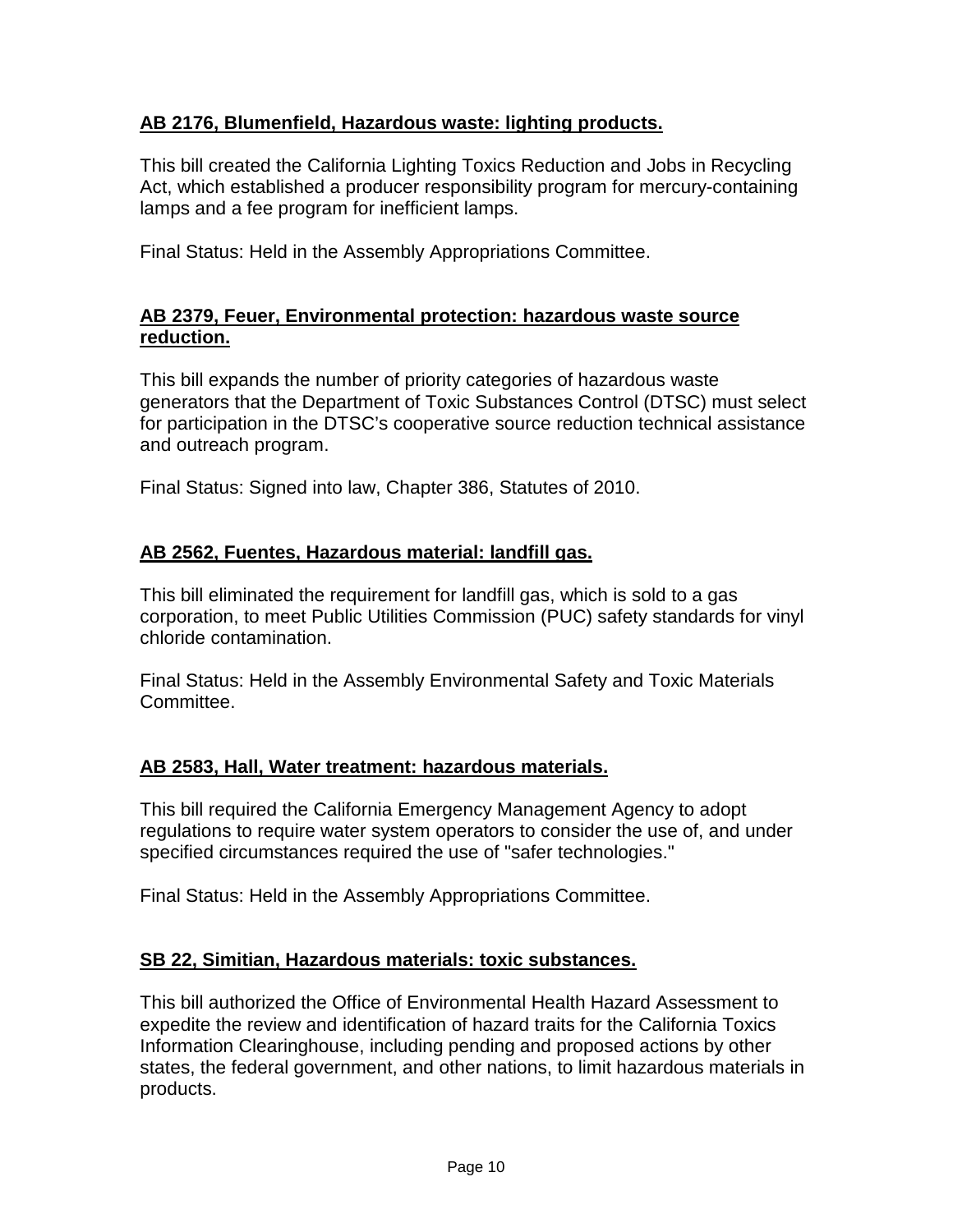**AB 2176, Blumenfield, Hazardous waste: lighting products.**

This bill created the California Lighting Toxics Reduction and Jobs in Recycling Act, which established a producer responsibility program for mercury-containing lamps and a fee program for inefficient lamps.

Final Status: Held in the Assembly Appropriations Committee.

**AB 2379, Feuer, Environmental protection: hazardous waste source reduction.**

This bill expands the number of priority categories of hazardous waste generators that the Department of Toxic Substances Control (DTSC) must select for participation in the DTSC's cooperative source reduction technical assistance and outreach program.

Final Status: Signed into law, Chapter 386, Statutes of 2010.

**AB 2562, Fuentes, Hazardous material: landfill gas.**

This bill eliminated the requirement for landfill gas, which is sold to a gas corporation, to meet Public Utilities Commission (PUC) safety standards for vinyl chloride contamination.

Final Status: Held in the Assembly Environmental Safety and Toxic Materials Committee.

**AB 2583, Hall, Water treatment: hazardous materials.**

This bill required the California Emergency Management Agency to adopt regulations to require water system operators to consider the use of, and under specified circumstances required the use of "safer technologies."

Final Status: Held in the Assembly Appropriations Committee.

**SB 22, Simitian, Hazardous materials: toxic substances.**

This bill authorized the Office of Environmental Health Hazard Assessment to expedite the review and identification of hazard traits for the California Toxics Information Clearinghouse, including pending and proposed actions by other states, the federal government, and other nations, to limit hazardous materials in products.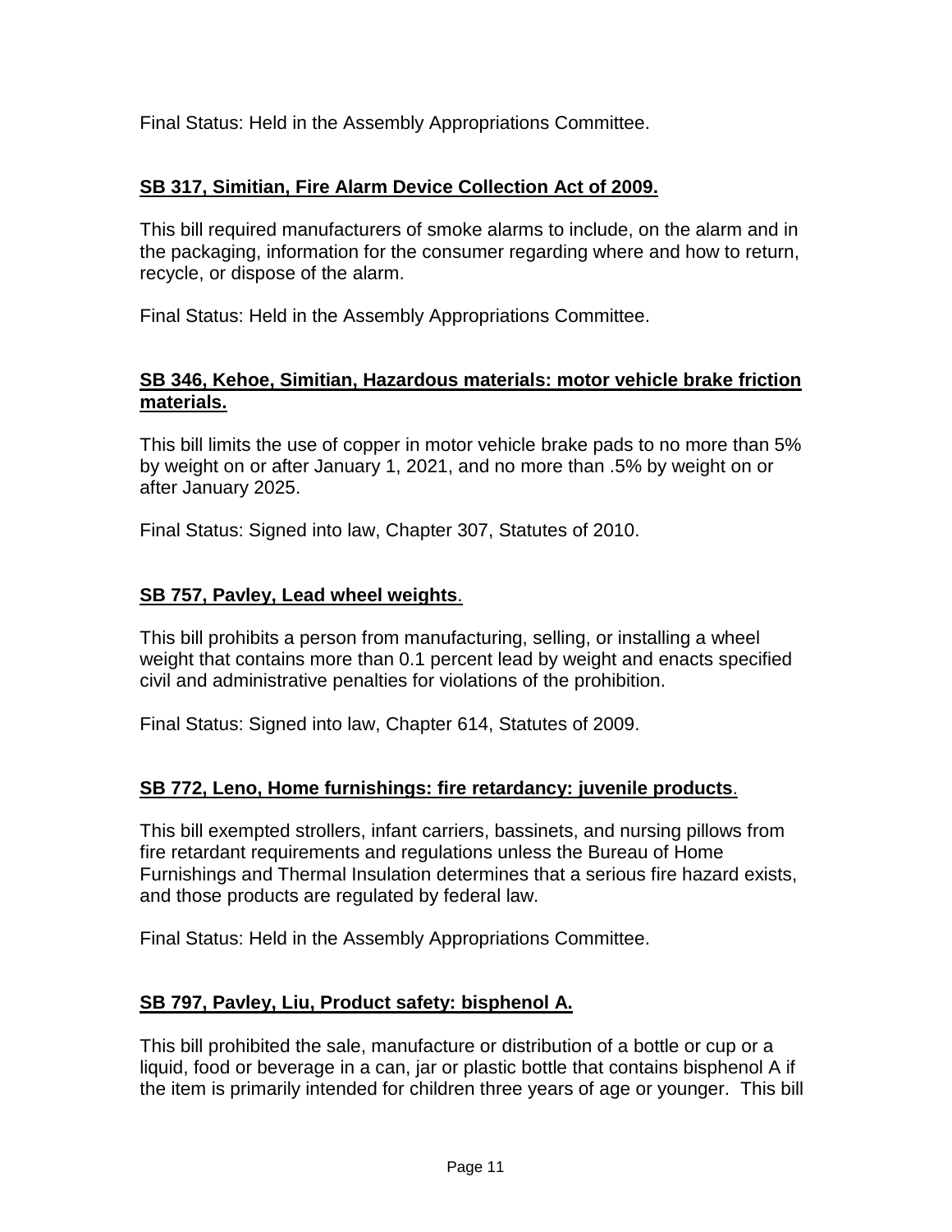Final Status: Held in the Assembly Appropriations Committee.

**SB 317, Simitian, Fire Alarm Device Collection Act of 2009.**

This bill required manufacturers of smoke alarms to include, on the alarm and in the packaging, information for the consumer regarding where and how to return, recycle, or dispose of the alarm.

Final Status: Held in the Assembly Appropriations Committee.

**SB 346, Kehoe, Simitian, Hazardous materials: motor vehicle brake friction materials.**

This bill limits the use of copper in motor vehicle brake pads to no more than 5% by weight on or after January 1, 2021, and no more than .5% by weight on or after January 2025.

Final Status: Signed into law, Chapter 307, Statutes of 2010.

**SB 757, Pavley, Lead wheel weights**.

This bill prohibits a person from manufacturing, selling, or installing a wheel weight that contains more than 0.1 percent lead by weight and enacts specified civil and administrative penalties for violations of the prohibition.

Final Status: Signed into law, Chapter 614, Statutes of 2009.

**SB 772, Leno, Home furnishings: fire retardancy: juvenile products**.

This bill exempted strollers, infant carriers, bassinets, and nursing pillows from fire retardant requirements and regulations unless the Bureau of Home Furnishings and Thermal Insulation determines that a serious fire hazard exists, and those products are regulated by federal law.

Final Status: Held in the Assembly Appropriations Committee.

**SB 797, Pavley, Liu, Product safety: bisphenol A.**

This bill prohibited the sale, manufacture or distribution of a bottle or cup or a liquid, food or beverage in a can, jar or plastic bottle that contains bisphenol A if the item is primarily intended for children three years of age or younger. This bill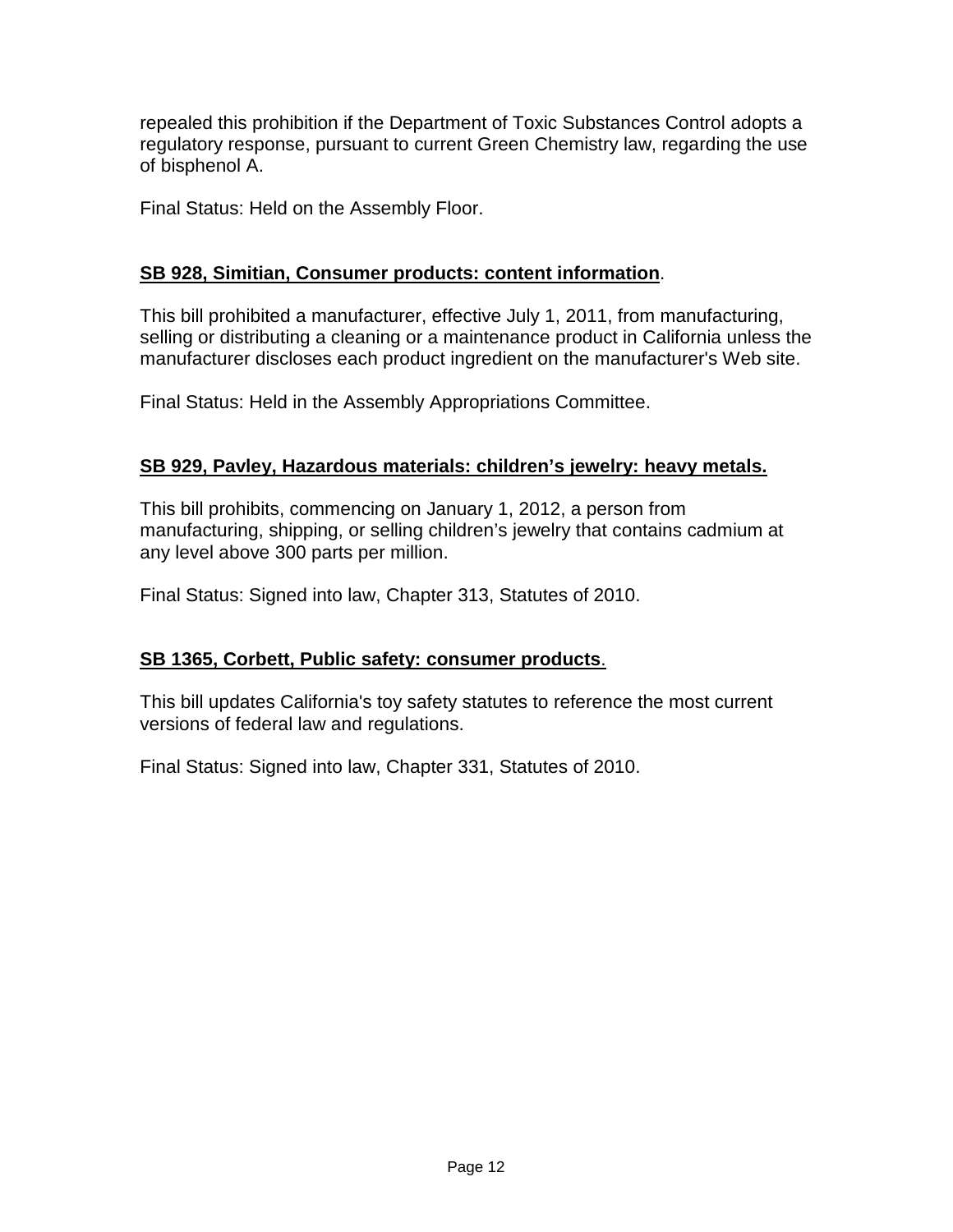repealed this prohibition if the Department of Toxic Substances Control adopts a regulatory response, pursuant to current Green Chemistry law, regarding the use of bisphenol A.

Final Status: Held on the Assembly Floor.

**SB 928, Simitian, Consumer products: content information**.

This bill prohibited a manufacturer, effective July 1, 2011, from manufacturing, selling or distributing a cleaning or a maintenance product in California unless the manufacturer discloses each product ingredient on the manufacturer's Web site.

Final Status: Held in the Assembly Appropriations Committee.

**SB 929, Pavley, Hazardous materials: children's jewelry: heavy metals.**

This bill prohibits, commencing on January 1, 2012, a person from manufacturing, shipping, or selling children's jewelry that contains cadmium at any level above 300 parts per million.

Final Status: Signed into law, Chapter 313, Statutes of 2010.

**SB 1365, Corbett, Public safety: consumer products**.

This bill updates California's toy safety statutes to reference the most current versions of federal law and regulations.

Final Status: Signed into law, Chapter 331, Statutes of 2010.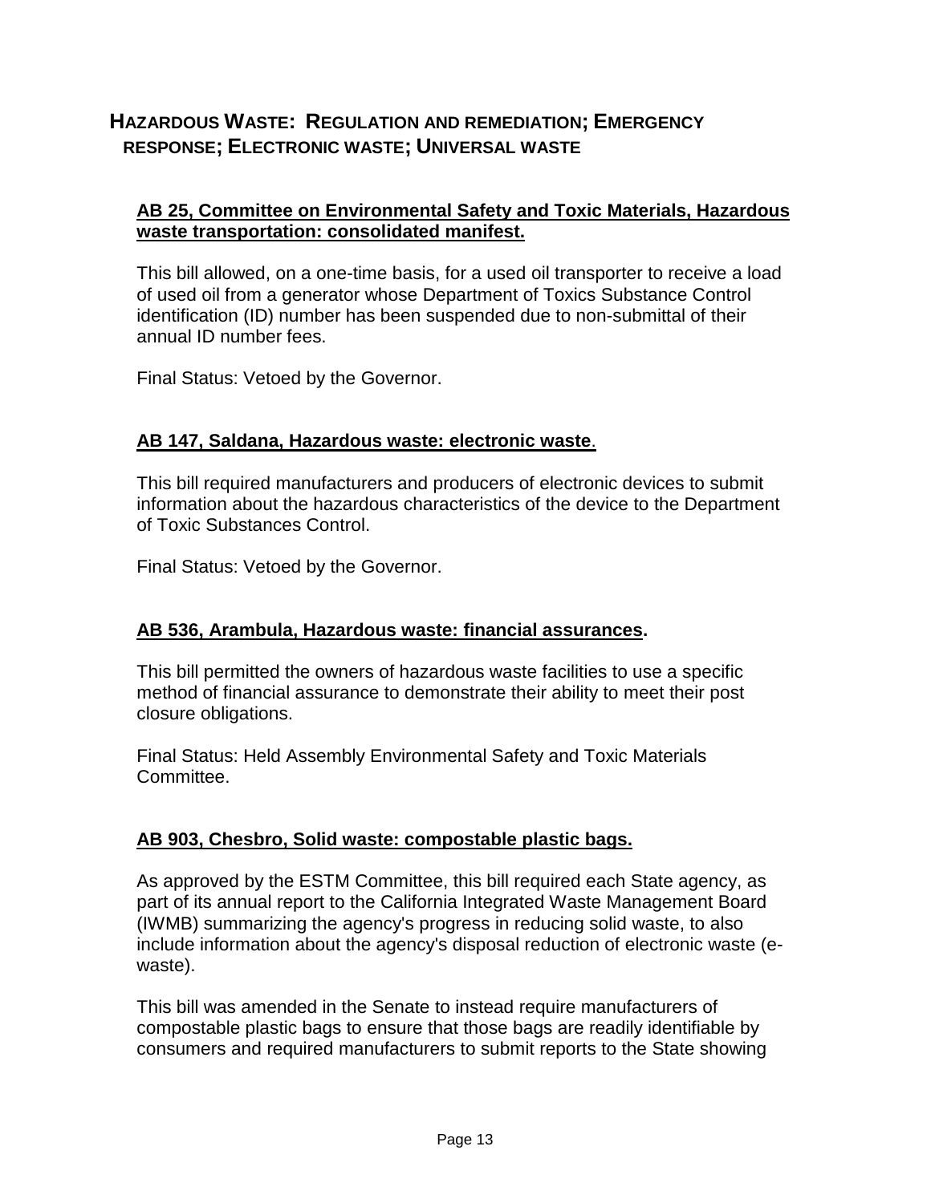## HAZARDOUS WASTE: REGULATION AND REMEDIATION; EMERGENCY RESPONSE; ELECTRONIC WASTE; UNIVERSAL WASTE

**AB 25, Committee on Environmental Safety and Toxic Materials, Hazardous waste transportation: consolidated manifest.**

This bill allowed, on a one-time basis, for a used oil transporter to receive a load of used oil from a generator whose Department of Toxics Substance Control identification (ID) number has been suspended due to non-submittal of their annual ID number fees.

Final Status: Vetoed by the Governor.

**AB 147, Saldana, Hazardous waste: electronic waste.**

This bill required manufacturers and producers of electronic devices to submit information about the hazardous characteristics of the device to the Department of Toxic Substances Control.

Final Status: Vetoed by the Governor.

**AB 536, Arambula, Hazardous waste: financial assurances.**

This bill permitted the owners of hazardous waste facilities to use a specific method of financial assurance to demonstrate their ability to meet their post closure obligations.

Final Status: Held Assembly Environmental Safety and Toxic Materials Committee.

**AB 903, Chesbro, Solid waste: compostable plastic bags.**

As approved by the ESTM Committee, this bill required each State agency, as part of its annual report to the California Integrated Waste Management Board (IWMB) summarizing the agency's progress in reducing solid waste, to also include information about the agency's disposal reduction of electronic waste (e-waste).

This bill was amended in the Senate to instead require manufacturers of compostable plastic bags to ensure that those bags are readily identifiable by consumers and required manufacturers to submit reports to the State showing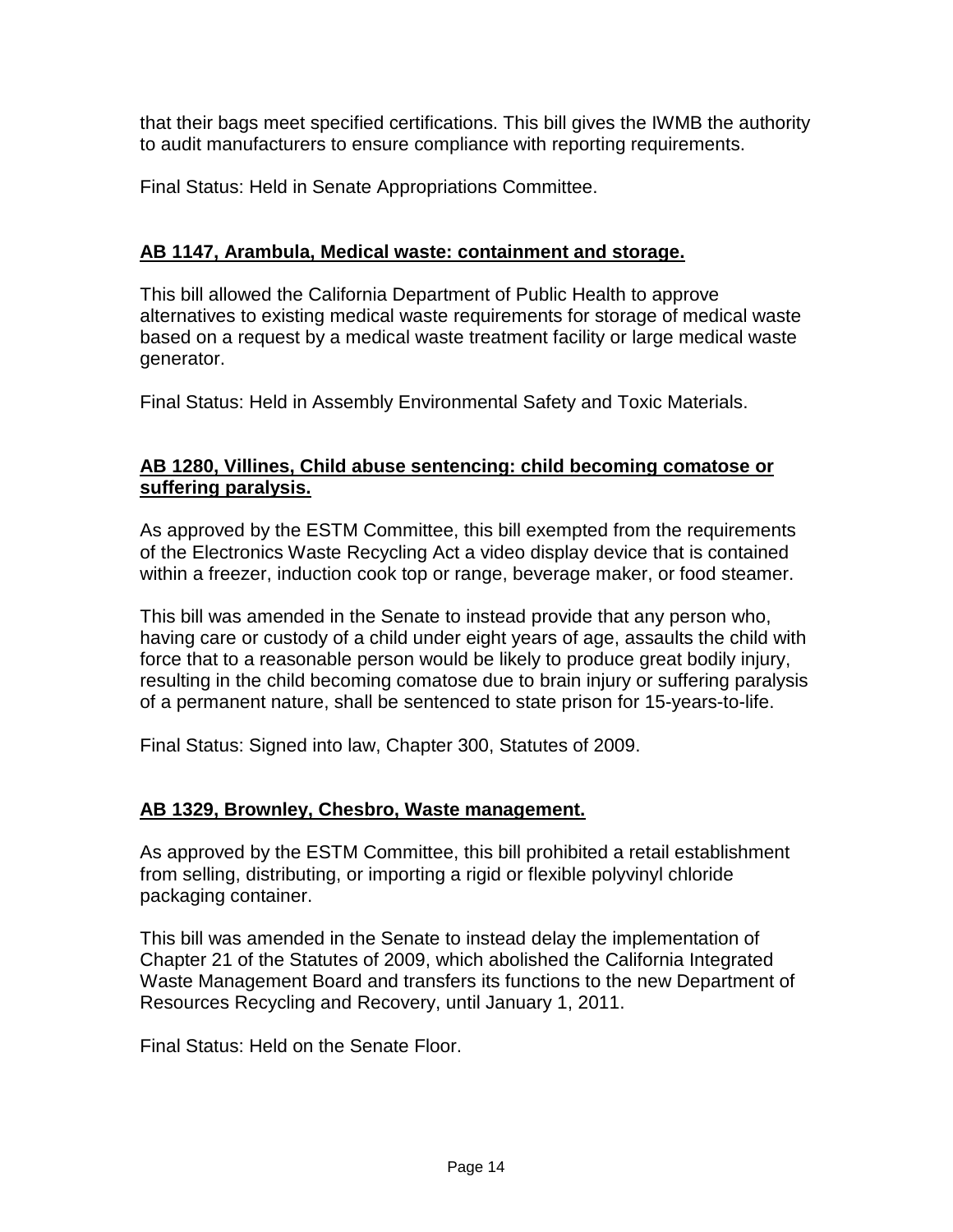that their bags meet specified certifications. This bill gives the IWMB the authority to audit manufacturers to ensure compliance with reporting requirements.

Final Status: Held in Senate Appropriations Committee.

**AB 1147, Arambula, Medical waste: containment and storage.**

This bill allowed the California Department of Public Health to approve alternatives to existing medical waste requirements for storage of medical waste based on a request by a medical waste treatment facility or large medical waste generator.

Final Status: Held in Assembly Environmental Safety and Toxic Materials.

**AB 1280, Villines, Child abuse sentencing: child becoming comatose or suffering paralysis.**

As approved by the ESTM Committee, this bill exempted from the requirements of the Electronics Waste Recycling Act a video display device that is contained within a freezer, induction cook top or range, beverage maker, or food steamer.

This bill was amended in the Senate to instead provide that any person who, having care or custody of a child under eight years of age, assaults the child with force that to a reasonable person would be likely to produce great bodily injury, resulting in the child becoming comatose due to brain injury or suffering paralysis of a permanent nature, shall be sentenced to state prison for 15-years-to-life.

Final Status: Signed into law, Chapter 300, Statutes of 2009.

**AB 1329, Brownley, Chesbro, Waste management.**

As approved by the ESTM Committee, this bill prohibited a retail establishment from selling, distributing, or importing a rigid or flexible polyvinyl chloride packaging container.

This bill was amended in the Senate to instead delay the implementation of Chapter 21 of the Statutes of 2009, which abolished the California Integrated Waste Management Board and transfers its functions to the new Department of Resources Recycling and Recovery, until January 1, 2011.

Final Status: Held on the Senate Floor.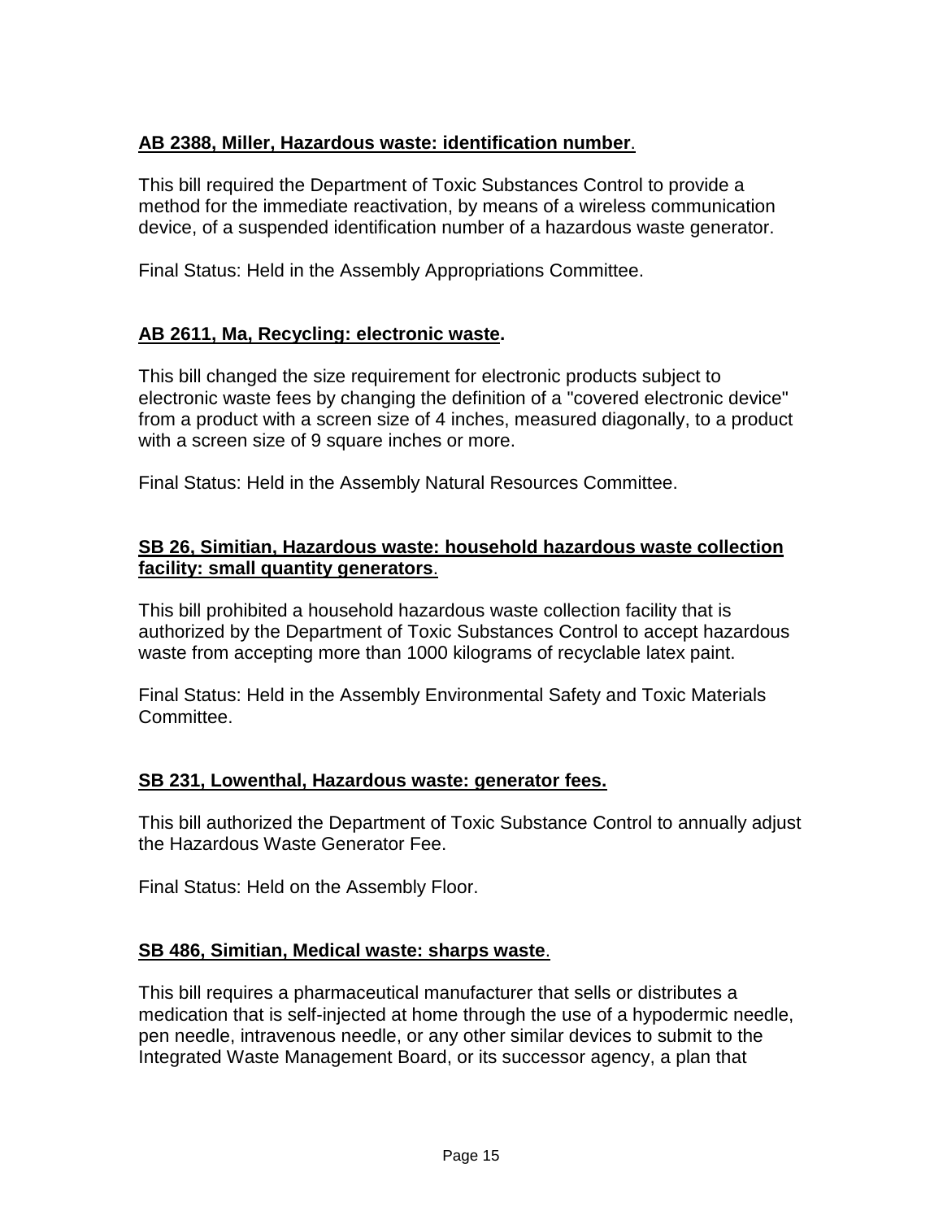**AB 2388, Miller, Hazardous waste: identification number**.

This bill required the Department of Toxic Substances Control to provide a method for the immediate reactivation, by means of a wireless communication device, of a suspended identification number of a hazardous waste generator.

Final Status: Held in the Assembly Appropriations Committee.

**AB 2611, Ma, Recycling: electronic waste.**

This bill changed the size requirement for electronic products subject to electronic waste fees by changing the definition of a "covered electronic device" from a product with a screen size of 4 inches, measured diagonally, to a product with a screen size of 9 square inches or more.

Final Status: Held in the Assembly Natural Resources Committee.

**SB 26, Simitian, Hazardous waste: household hazardous waste collection facility: small quantity generators**.

This bill prohibited a household hazardous waste collection facility that is authorized by the Department of Toxic Substances Control to accept hazardous waste from accepting more than 1000 kilograms of recyclable latex paint.

Final Status: Held in the Assembly Environmental Safety and Toxic Materials Committee.

**SB 231, Lowenthal, Hazardous waste: generator fees.**

This bill authorized the Department of Toxic Substance Control to annually adjust the Hazardous Waste Generator Fee.

Final Status: Held on the Assembly Floor.

**SB 486, Simitian, Medical waste: sharps waste**.

This bill requires a pharmaceutical manufacturer that sells or distributes a medication that is self-injected at home through the use of a hypodermic needle, pen needle, intravenous needle, or any other similar devices to submit to the Integrated Waste Management Board, or its successor agency, a plan that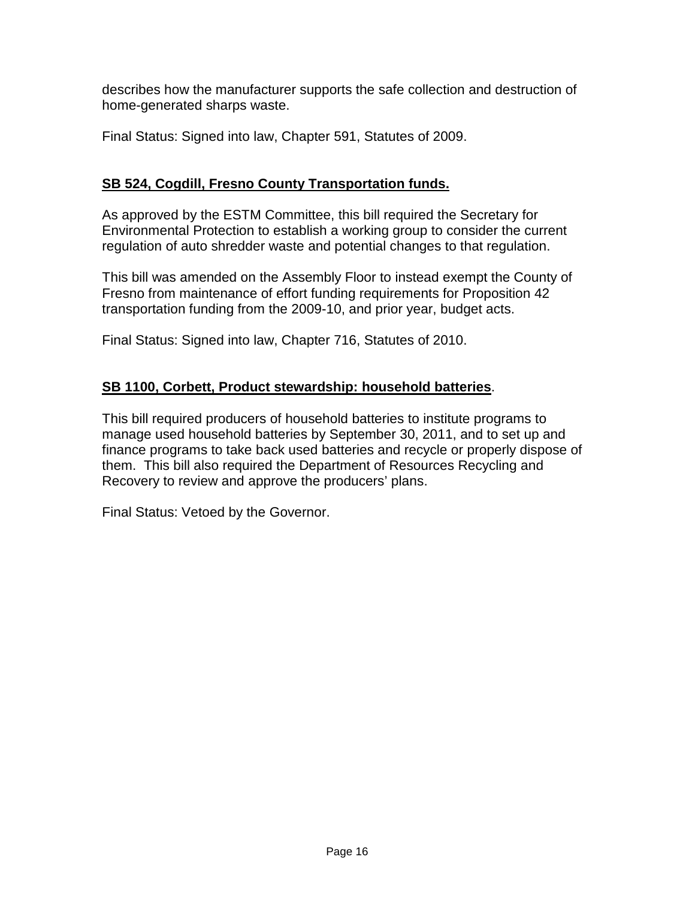describes how the manufacturer supports the safe collection and destruction of home-generated sharps waste.

Final Status: Signed into law, Chapter 591, Statutes of 2009.

**SB 524, Cogdill, Fresno County Transportation funds.**

As approved by the ESTM Committee, this bill required the Secretary for Environmental Protection to establish a working group to consider the current regulation of auto shredder waste and potential changes to that regulation.

This bill was amended on the Assembly Floor to instead exempt the County of Fresno from maintenance of effort funding requirements for Proposition 42 transportation funding from the 2009-10, and prior year, budget acts.

Final Status: Signed into law, Chapter 716, Statutes of 2010.

**SB 1100, Corbett, Product stewardship: household batteries**.

This bill required producers of household batteries to institute programs to manage used household batteries by September 30, 2011, and to set up and finance programs to take back used batteries and recycle or properly dispose of them. This bill also required the Department of Resources Recycling and Recovery to review and approve the producers' plans.

Final Status: Vetoed by the Governor.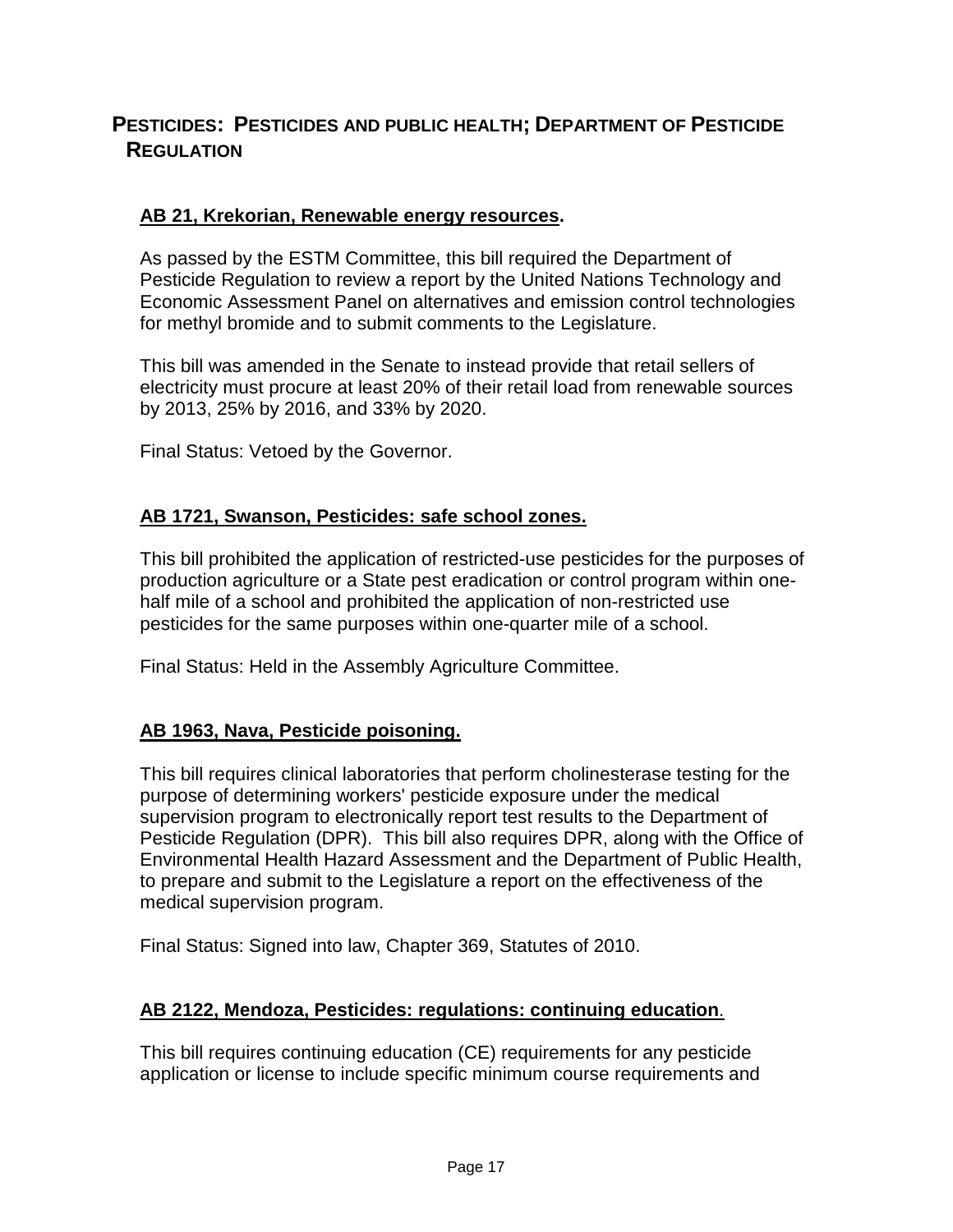## PESTICIDES: PESTICIDES AND PUBLIC HEALTH; DEPARTMENT OF PESTICIDE REGULATION

**AB 21, Krekorian, Renewable energy resources.**

As passed by the ESTM Committee, this bill required the Department of Pesticide Regulation to review a report by the United Nations Technology and Economic Assessment Panel on alternatives and emission control technologies for methyl bromide and to submit comments to the Legislature.

This bill was amended in the Senate to instead provide that retail sellers of electricity must procure at least 20% of their retail load from renewable sources by 2013, 25% by 2016, and 33% by 2020.

Final Status: Vetoed by the Governor.

**AB 1721, Swanson, Pesticides: safe school zones.**

This bill prohibited the application of restricted-use pesticides for the purposes of production agriculture or a State pest eradication or control program within one-half mile of a school and prohibited the application of non-restricted use pesticides for the same purposes within one-quarter mile of a school.

Final Status: Held in the Assembly Agriculture Committee.

**AB 1963, Nava, Pesticide poisoning.**

This bill requires clinical laboratories that perform cholinesterase testing for the purpose of determining workers' pesticide exposure under the medical supervision program to electronically report test results to the Department of Pesticide Regulation (DPR). This bill also requires DPR, along with the Office of Environmental Health Hazard Assessment and the Department of Public Health, to prepare and submit to the Legislature a report on the effectiveness of the medical supervision program.

Final Status: Signed into law, Chapter 369, Statutes of 2010.

**AB 2122, Mendoza, Pesticides: regulations: continuing education.**

This bill requires continuing education (CE) requirements for any pesticide application or license to include specific minimum course requirements and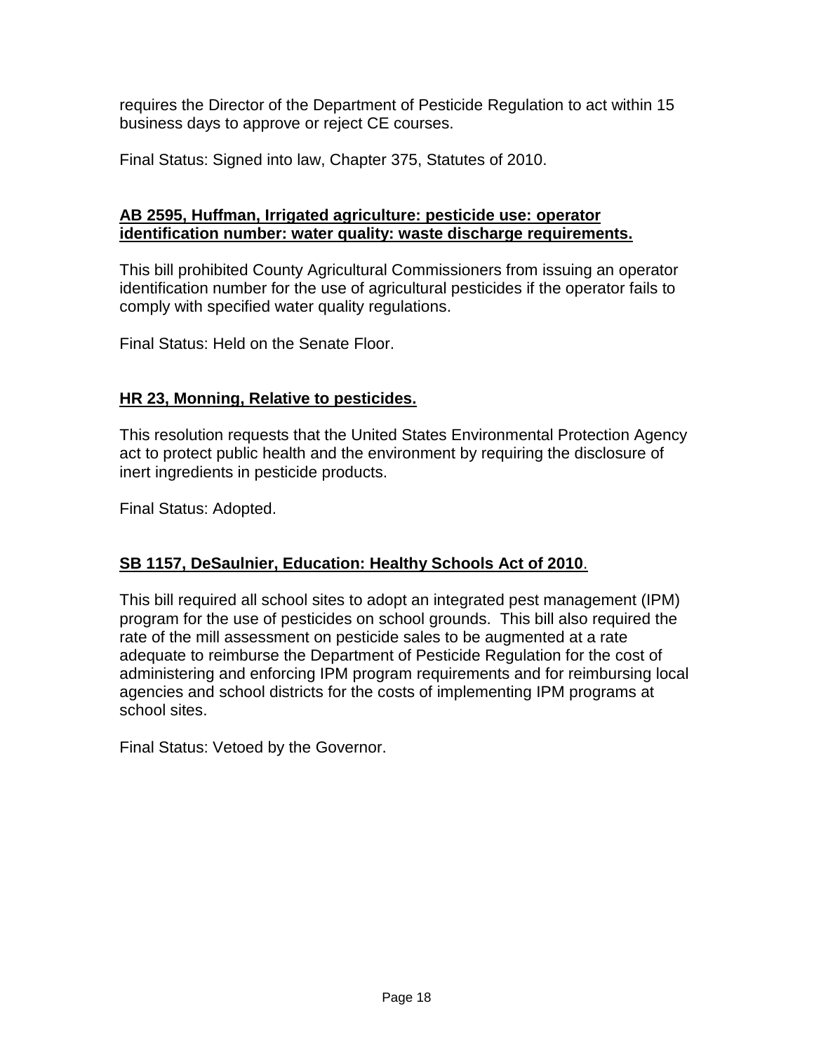requires the Director of the Department of Pesticide Regulation to act within 15 business days to approve or reject CE courses.

Final Status: Signed into law, Chapter 375, Statutes of 2010.

**AB 2595, Huffman, Irrigated agriculture: pesticide use: operator identification number: water quality: waste discharge requirements.**

This bill prohibited County Agricultural Commissioners from issuing an operator identification number for the use of agricultural pesticides if the operator fails to comply with specified water quality regulations.

Final Status: Held on the Senate Floor.

**HR 23, Monning, Relative to pesticides.**

This resolution requests that the United States Environmental Protection Agency act to protect public health and the environment by requiring the disclosure of inert ingredients in pesticide products.

Final Status: Adopted.

**SB 1157, DeSaulnier, Education: Healthy Schools Act of 2010**.

This bill required all school sites to adopt an integrated pest management (IPM) program for the use of pesticides on school grounds. This bill also required the rate of the mill assessment on pesticide sales to be augmented at a rate adequate to reimburse the Department of Pesticide Regulation for the cost of administering and enforcing IPM program requirements and for reimbursing local agencies and school districts for the costs of implementing IPM programs at school sites.

Final Status: Vetoed by the Governor.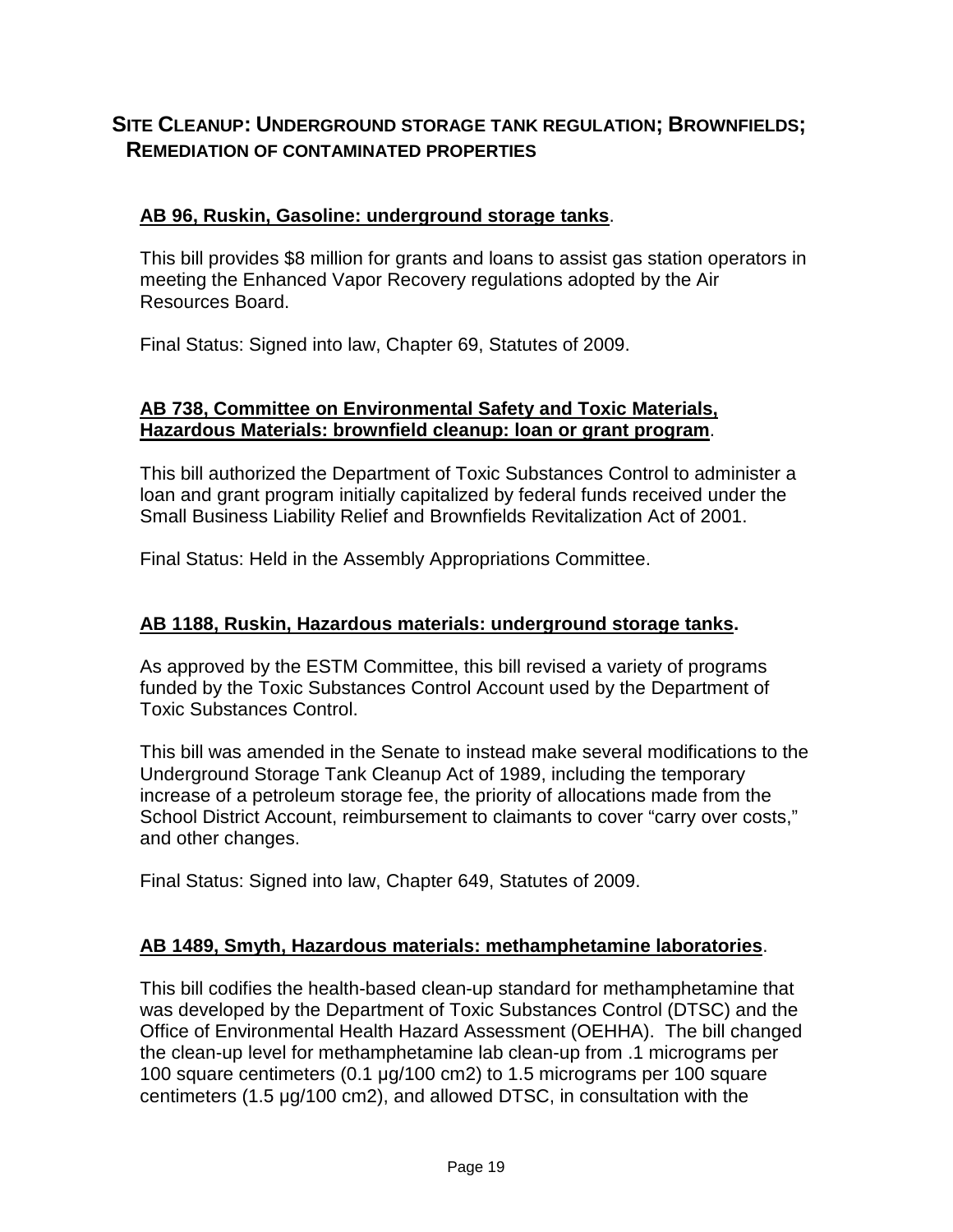## Site Cleanup: Underground storage tank regulation; Brownfields; Remediation of contaminated properties

**AB 96, Ruskin, Gasoline: underground storage tanks**.

This bill provides \$8 million for grants and loans to assist gas station operators in meeting the Enhanced Vapor Recovery regulations adopted by the Air Resources Board.

Final Status: Signed into law, Chapter 69, Statutes of 2009.

**AB 738, Committee on Environmental Safety and Toxic Materials, Hazardous Materials: brownfield cleanup: loan or grant program**.

This bill authorized the Department of Toxic Substances Control to administer a loan and grant program initially capitalized by federal funds received under the Small Business Liability Relief and Brownfields Revitalization Act of 2001.

Final Status: Held in the Assembly Appropriations Committee.

**AB 1188, Ruskin, Hazardous materials: underground storage tanks.**

As approved by the ESTM Committee, this bill revised a variety of programs funded by the Toxic Substances Control Account used by the Department of Toxic Substances Control.

This bill was amended in the Senate to instead make several modifications to the Underground Storage Tank Cleanup Act of 1989, including the temporary increase of a petroleum storage fee, the priority of allocations made from the School District Account, reimbursement to claimants to cover "carry over costs," and other changes.

Final Status: Signed into law, Chapter 649, Statutes of 2009.

**AB 1489, Smyth, Hazardous materials: methamphetamine laboratories**.

This bill codifies the health-based clean-up standard for methamphetamine that was developed by the Department of Toxic Substances Control (DTSC) and the Office of Environmental Health Hazard Assessment (OEHHA). The bill changed the clean-up level for methamphetamine lab clean-up from .1 micrograms per 100 square centimeters (0.1 µg/100 cm2) to 1.5 micrograms per 100 square centimeters (1.5 µg/100 cm2), and allowed DTSC, in consultation with the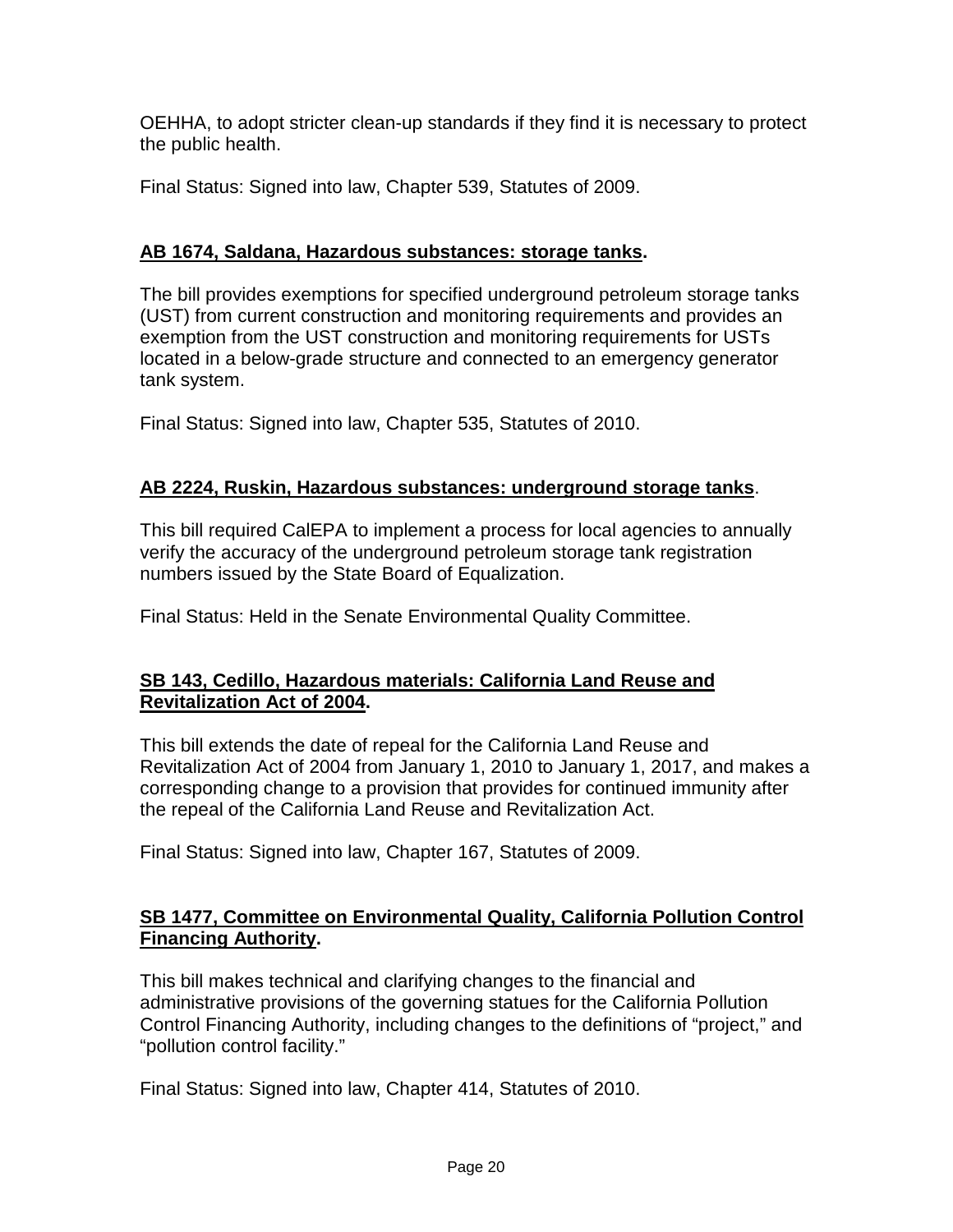OEHHA, to adopt stricter clean-up standards if they find it is necessary to protect the public health.

Final Status: Signed into law, Chapter 539, Statutes of 2009.

**AB 1674, Saldana, Hazardous substances: storage tanks.**

The bill provides exemptions for specified underground petroleum storage tanks (UST) from current construction and monitoring requirements and provides an exemption from the UST construction and monitoring requirements for USTs located in a below-grade structure and connected to an emergency generator tank system.

Final Status: Signed into law, Chapter 535, Statutes of 2010.

**AB 2224, Ruskin, Hazardous substances: underground storage tanks.**

This bill required CalEPA to implement a process for local agencies to annually verify the accuracy of the underground petroleum storage tank registration numbers issued by the State Board of Equalization.

Final Status: Held in the Senate Environmental Quality Committee.

**SB 143, Cedillo, Hazardous materials: California Land Reuse and Revitalization Act of 2004.**

This bill extends the date of repeal for the California Land Reuse and Revitalization Act of 2004 from January 1, 2010 to January 1, 2017, and makes a corresponding change to a provision that provides for continued immunity after the repeal of the California Land Reuse and Revitalization Act.

Final Status: Signed into law, Chapter 167, Statutes of 2009.

**SB 1477, Committee on Environmental Quality, California Pollution Control Financing Authority.**

This bill makes technical and clarifying changes to the financial and administrative provisions of the governing statues for the California Pollution Control Financing Authority, including changes to the definitions of "project," and "pollution control facility."

Final Status: Signed into law, Chapter 414, Statutes of 2010.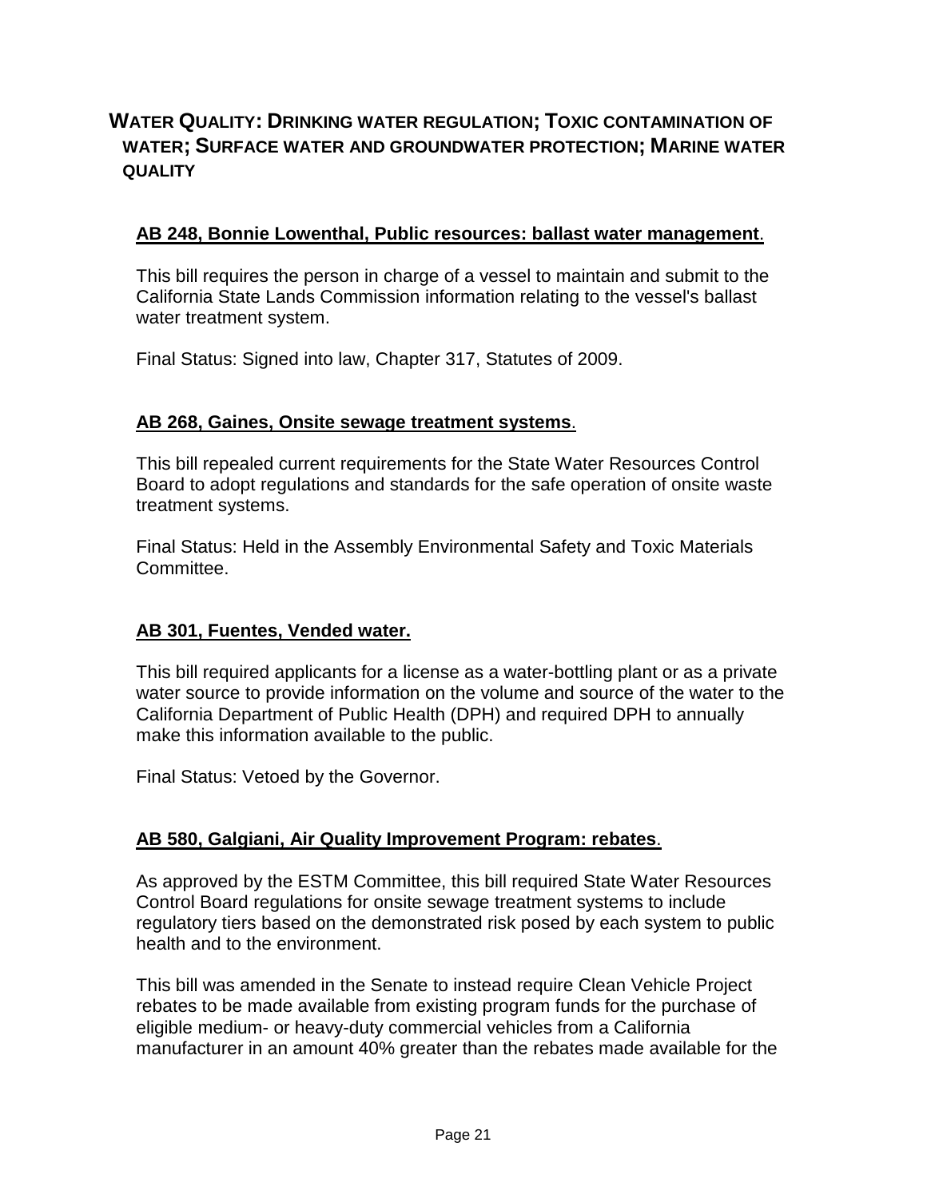## WATER QUALITY: DRINKING WATER REGULATION; TOXIC CONTAMINATION OF WATER; SURFACE WATER AND GROUNDWATER PROTECTION; MARINE WATER QUALITY

### AB 248, Bonnie Lowenthal, Public resources: ballast water management.

This bill requires the person in charge of a vessel to maintain and submit to the California State Lands Commission information relating to the vessel's ballast water treatment system.

Final Status: Signed into law, Chapter 317, Statutes of 2009.

### AB 268, Gaines, Onsite sewage treatment systems.

This bill repealed current requirements for the State Water Resources Control Board to adopt regulations and standards for the safe operation of onsite waste treatment systems.

Final Status: Held in the Assembly Environmental Safety and Toxic Materials Committee.

### AB 301, Fuentes, Vended water.

This bill required applicants for a license as a water-bottling plant or as a private water source to provide information on the volume and source of the water to the California Department of Public Health (DPH) and required DPH to annually make this information available to the public.

Final Status: Vetoed by the Governor.

### AB 580, Galgiani, Air Quality Improvement Program: rebates.

As approved by the ESTM Committee, this bill required State Water Resources Control Board regulations for onsite sewage treatment systems to include regulatory tiers based on the demonstrated risk posed by each system to public health and to the environment.

This bill was amended in the Senate to instead require Clean Vehicle Project rebates to be made available from existing program funds for the purchase of eligible medium- or heavy-duty commercial vehicles from a California manufacturer in an amount 40% greater than the rebates made available for the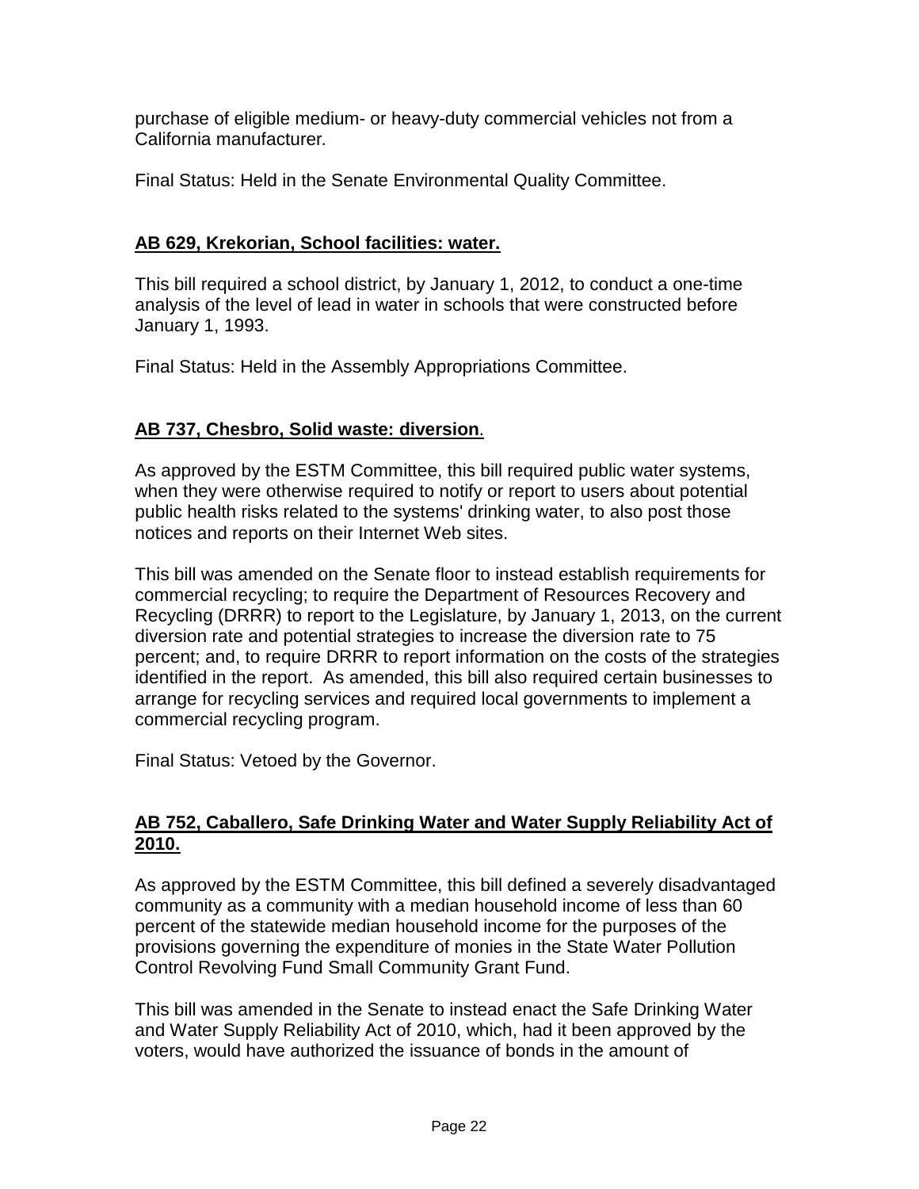purchase of eligible medium- or heavy-duty commercial vehicles not from a California manufacturer*.*

Final Status: Held in the Senate Environmental Quality Committee.

**AB 629, Krekorian, School facilities: water.**

This bill required a school district, by January 1, 2012, to conduct a one-time analysis of the level of lead in water in schools that were constructed before January 1, 1993.

Final Status: Held in the Assembly Appropriations Committee.

**AB 737, Chesbro, Solid waste: diversion.**

As approved by the ESTM Committee, this bill required public water systems, when they were otherwise required to notify or report to users about potential public health risks related to the systems' drinking water, to also post those notices and reports on their Internet Web sites.

This bill was amended on the Senate floor to instead establish requirements for commercial recycling; to require the Department of Resources Recovery and Recycling (DRRR) to report to the Legislature, by January 1, 2013, on the current diversion rate and potential strategies to increase the diversion rate to 75 percent; and, to require DRRR to report information on the costs of the strategies identified in the report. As amended, this bill also required certain businesses to arrange for recycling services and required local governments to implement a commercial recycling program.

Final Status: Vetoed by the Governor.

**AB 752, Caballero, Safe Drinking Water and Water Supply Reliability Act of 2010.**

As approved by the ESTM Committee, this bill defined a severely disadvantaged community as a community with a median household income of less than 60 percent of the statewide median household income for the purposes of the provisions governing the expenditure of monies in the State Water Pollution Control Revolving Fund Small Community Grant Fund.

This bill was amended in the Senate to instead enact the Safe Drinking Water and Water Supply Reliability Act of 2010, which, had it been approved by the voters, would have authorized the issuance of bonds in the amount of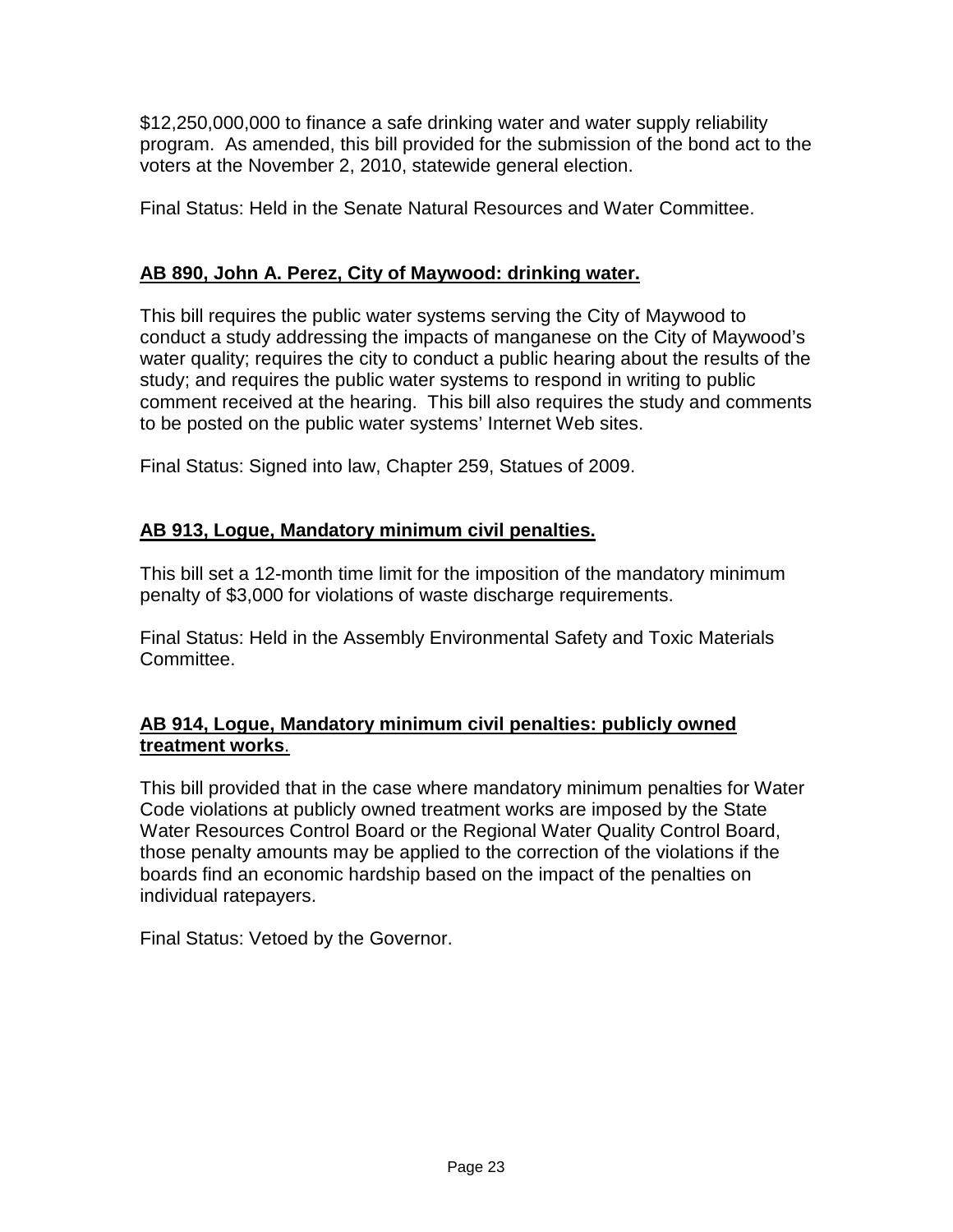$12,250,000,000 to finance a safe drinking water and water supply reliability program. As amended, this bill provided for the submission of the bond act to the voters at the November 2, 2010, statewide general election.

Final Status: Held in the Senate Natural Resources and Water Committee.

**AB 890, John A. Perez, City of Maywood: drinking water.**

This bill requires the public water systems serving the City of Maywood to conduct a study addressing the impacts of manganese on the City of Maywood's water quality; requires the city to conduct a public hearing about the results of the study; and requires the public water systems to respond in writing to public comment received at the hearing. This bill also requires the study and comments to be posted on the public water systems' Internet Web sites.

Final Status: Signed into law, Chapter 259, Statues of 2009.

**AB 913, Logue, Mandatory minimum civil penalties.**

This bill set a 12-month time limit for the imposition of the mandatory minimum penalty of $3,000 for violations of waste discharge requirements.

Final Status: Held in the Assembly Environmental Safety and Toxic Materials Committee.

**AB 914, Logue, Mandatory minimum civil penalties: publicly owned treatment works.**

This bill provided that in the case where mandatory minimum penalties for Water Code violations at publicly owned treatment works are imposed by the State Water Resources Control Board or the Regional Water Quality Control Board, those penalty amounts may be applied to the correction of the violations if the boards find an economic hardship based on the impact of the penalties on individual ratepayers.

Final Status: Vetoed by the Governor.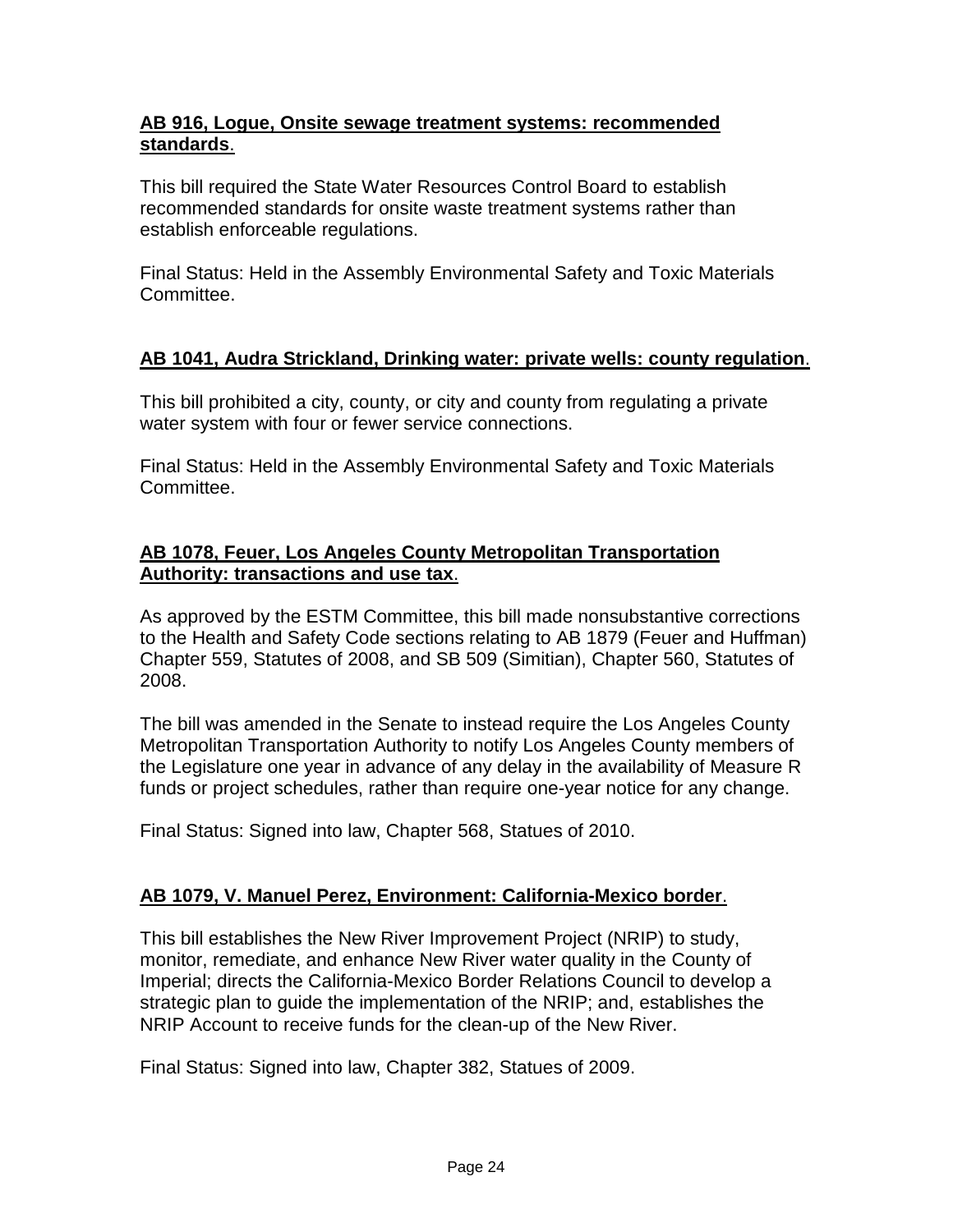**AB 916, Logue, Onsite sewage treatment systems: recommended standards.**

This bill required the State Water Resources Control Board to establish recommended standards for onsite waste treatment systems rather than establish enforceable regulations.

Final Status: Held in the Assembly Environmental Safety and Toxic Materials Committee.

**AB 1041, Audra Strickland, Drinking water: private wells: county regulation.**

This bill prohibited a city, county, or city and county from regulating a private water system with four or fewer service connections.

Final Status: Held in the Assembly Environmental Safety and Toxic Materials Committee.

**AB 1078, Feuer, Los Angeles County Metropolitan Transportation Authority: transactions and use tax.**

As approved by the ESTM Committee, this bill made nonsubstantive corrections to the Health and Safety Code sections relating to AB 1879 (Feuer and Huffman) Chapter 559, Statutes of 2008, and SB 509 (Simitian), Chapter 560, Statutes of 2008.

The bill was amended in the Senate to instead require the Los Angeles County Metropolitan Transportation Authority to notify Los Angeles County members of the Legislature one year in advance of any delay in the availability of Measure R funds or project schedules, rather than require one-year notice for any change.

Final Status: Signed into law, Chapter 568, Statues of 2010.

**AB 1079, V. Manuel Perez, Environment: California-Mexico border.**

This bill establishes the New River Improvement Project (NRIP) to study, monitor, remediate, and enhance New River water quality in the County of Imperial; directs the California-Mexico Border Relations Council to develop a strategic plan to guide the implementation of the NRIP; and, establishes the NRIP Account to receive funds for the clean-up of the New River.

Final Status: Signed into law, Chapter 382, Statues of 2009.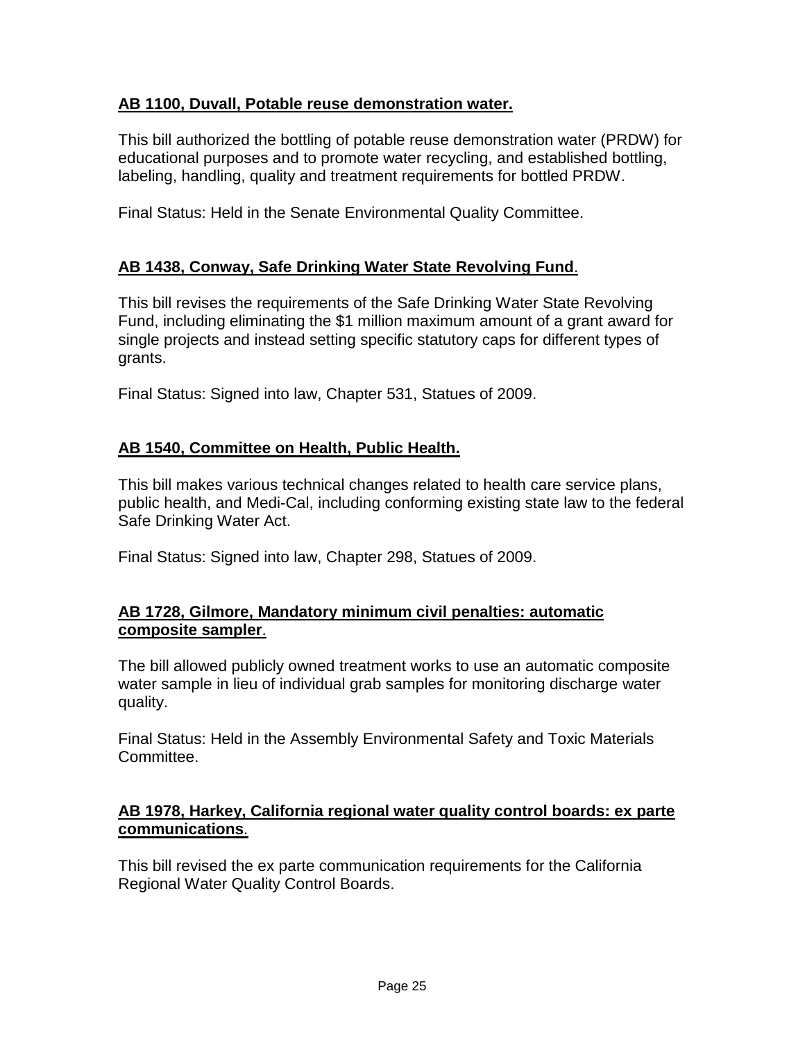**AB 1100, Duvall, Potable reuse demonstration water.**

This bill authorized the bottling of potable reuse demonstration water (PRDW) for educational purposes and to promote water recycling, and established bottling, labeling, handling, quality and treatment requirements for bottled PRDW.

Final Status: Held in the Senate Environmental Quality Committee.

**AB 1438, Conway, Safe Drinking Water State Revolving Fund**.

This bill revises the requirements of the Safe Drinking Water State Revolving Fund, including eliminating the $1 million maximum amount of a grant award for single projects and instead setting specific statutory caps for different types of grants.

Final Status: Signed into law, Chapter 531, Statues of 2009.

**AB 1540, Committee on Health, Public Health.**

This bill makes various technical changes related to health care service plans, public health, and Medi-Cal, including conforming existing state law to the federal Safe Drinking Water Act.

Final Status: Signed into law, Chapter 298, Statues of 2009.

**AB 1728, Gilmore, Mandatory minimum civil penalties: automatic composite sampler**.

The bill allowed publicly owned treatment works to use an automatic composite water sample in lieu of individual grab samples for monitoring discharge water quality.

Final Status: Held in the Assembly Environmental Safety and Toxic Materials Committee.

**AB 1978, Harkey, California regional water quality control boards: ex parte communications**.

This bill revised the ex parte communication requirements for the California Regional Water Quality Control Boards.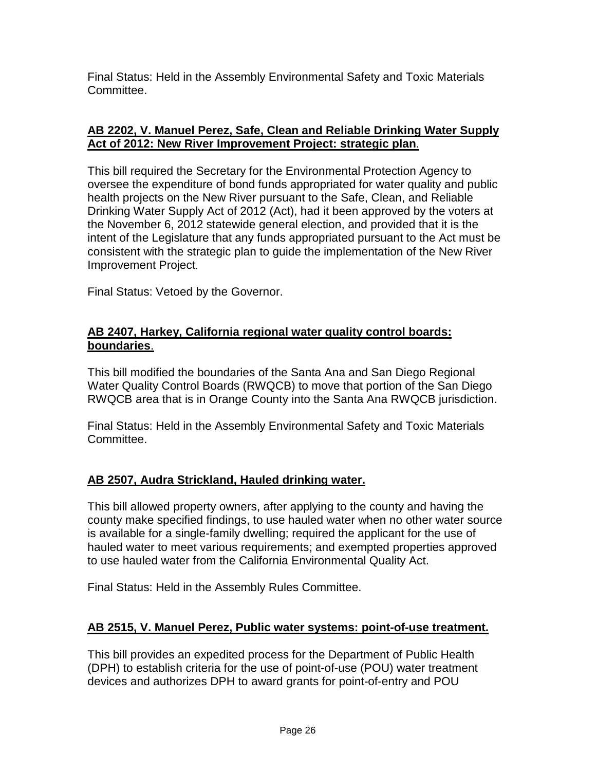Final Status: Held in the Assembly Environmental Safety and Toxic Materials Committee.

**AB 2202, V. Manuel Perez, Safe, Clean and Reliable Drinking Water Supply Act of 2012: New River Improvement Project: strategic plan.**

This bill required the Secretary for the Environmental Protection Agency to oversee the expenditure of bond funds appropriated for water quality and public health projects on the New River pursuant to the Safe, Clean, and Reliable Drinking Water Supply Act of 2012 (Act), had it been approved by the voters at the November 6, 2012 statewide general election, and provided that it is the intent of the Legislature that any funds appropriated pursuant to the Act must be consistent with the strategic plan to guide the implementation of the New River Improvement Project.

Final Status: Vetoed by the Governor.

**AB 2407, Harkey, California regional water quality control boards: boundaries.**

This bill modified the boundaries of the Santa Ana and San Diego Regional Water Quality Control Boards (RWQCB) to move that portion of the San Diego RWQCB area that is in Orange County into the Santa Ana RWQCB jurisdiction.

Final Status: Held in the Assembly Environmental Safety and Toxic Materials Committee.

**AB 2507, Audra Strickland, Hauled drinking water.**

This bill allowed property owners, after applying to the county and having the county make specified findings, to use hauled water when no other water source is available for a single-family dwelling; required the applicant for the use of hauled water to meet various requirements; and exempted properties approved to use hauled water from the California Environmental Quality Act.

Final Status: Held in the Assembly Rules Committee.

**AB 2515, V. Manuel Perez, Public water systems: point-of-use treatment.**

This bill provides an expedited process for the Department of Public Health (DPH) to establish criteria for the use of point-of-use (POU) water treatment devices and authorizes DPH to award grants for point-of-entry and POU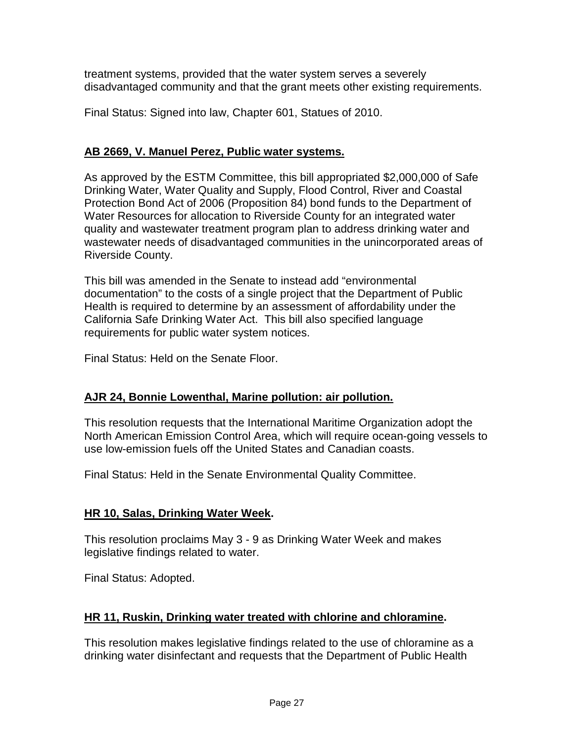treatment systems, provided that the water system serves a severely disadvantaged community and that the grant meets other existing requirements.

Final Status: Signed into law, Chapter 601, Statues of 2010.

**AB 2669, V. Manuel Perez, Public water systems.**

As approved by the ESTM Committee, this bill appropriated $2,000,000 of Safe Drinking Water, Water Quality and Supply, Flood Control, River and Coastal Protection Bond Act of 2006 (Proposition 84) bond funds to the Department of Water Resources for allocation to Riverside County for an integrated water quality and wastewater treatment program plan to address drinking water and wastewater needs of disadvantaged communities in the unincorporated areas of Riverside County.

This bill was amended in the Senate to instead add "environmental documentation" to the costs of a single project that the Department of Public Health is required to determine by an assessment of affordability under the California Safe Drinking Water Act. This bill also specified language requirements for public water system notices.

Final Status: Held on the Senate Floor.

**AJR 24, Bonnie Lowenthal, Marine pollution: air pollution.**

This resolution requests that the International Maritime Organization adopt the North American Emission Control Area, which will require ocean-going vessels to use low-emission fuels off the United States and Canadian coasts.

Final Status: Held in the Senate Environmental Quality Committee.

**HR 10, Salas, Drinking Water Week.**

This resolution proclaims May 3 - 9 as Drinking Water Week and makes legislative findings related to water.

Final Status: Adopted.

**HR 11, Ruskin, Drinking water treated with chlorine and chloramine.**

This resolution makes legislative findings related to the use of chloramine as a drinking water disinfectant and requests that the Department of Public Health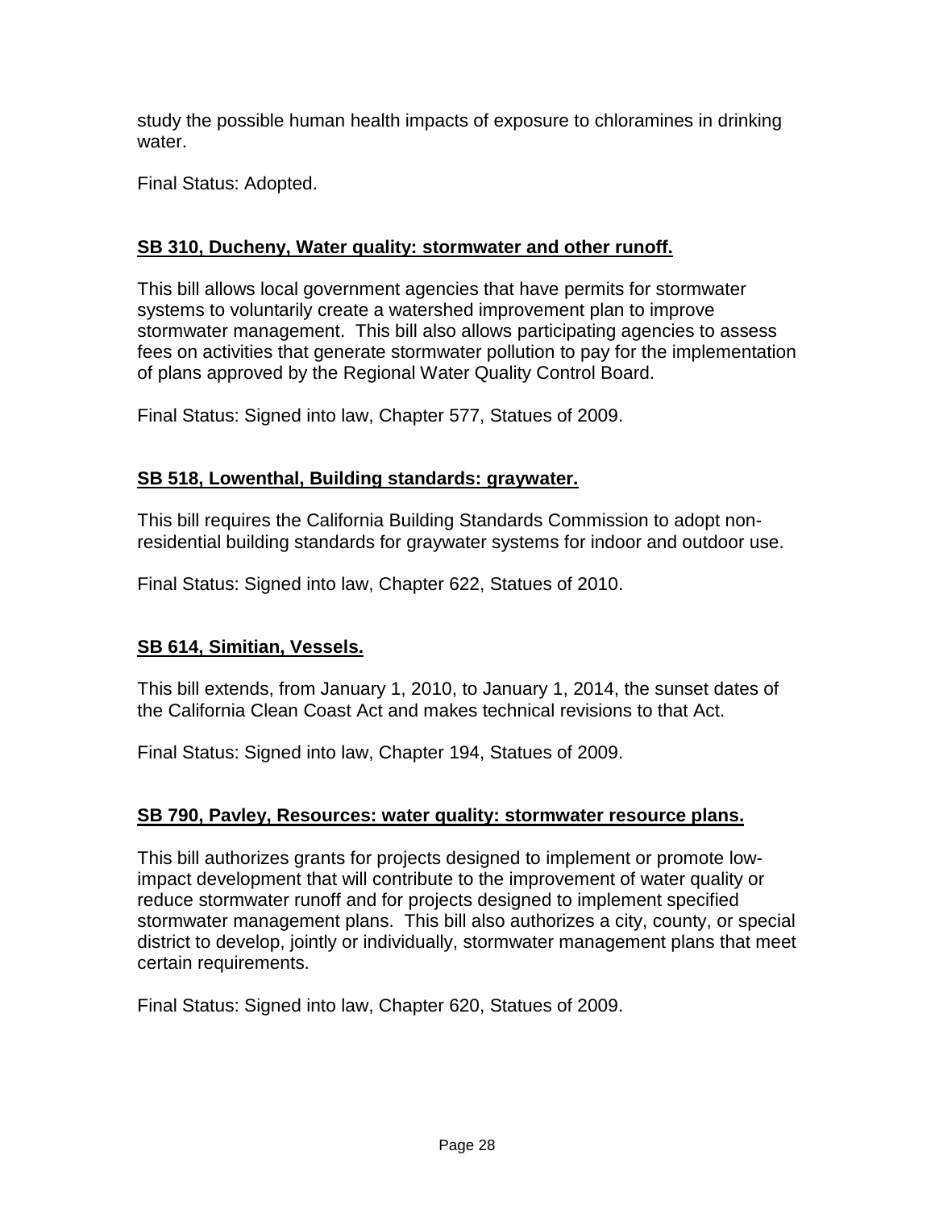study the possible human health impacts of exposure to chloramines in drinking water.

Final Status: Adopted.

**SB 310, Ducheny, Water quality: stormwater and other runoff.**

This bill allows local government agencies that have permits for stormwater systems to voluntarily create a watershed improvement plan to improve stormwater management. This bill also allows participating agencies to assess fees on activities that generate stormwater pollution to pay for the implementation of plans approved by the Regional Water Quality Control Board.

Final Status: Signed into law, Chapter 577, Statues of 2009.

**SB 518, Lowenthal, Building standards: graywater.**

This bill requires the California Building Standards Commission to adopt non-residential building standards for graywater systems for indoor and outdoor use.

Final Status: Signed into law, Chapter 622, Statues of 2010.

**SB 614, Simitian, Vessels.**

This bill extends, from January 1, 2010, to January 1, 2014, the sunset dates of the California Clean Coast Act and makes technical revisions to that Act.

Final Status: Signed into law, Chapter 194, Statues of 2009.

**SB 790, Pavley, Resources: water quality: stormwater resource plans.**

This bill authorizes grants for projects designed to implement or promote low-impact development that will contribute to the improvement of water quality or reduce stormwater runoff and for projects designed to implement specified stormwater management plans. This bill also authorizes a city, county, or special district to develop, jointly or individually, stormwater management plans that meet certain requirements.

Final Status: Signed into law, Chapter 620, Statues of 2009.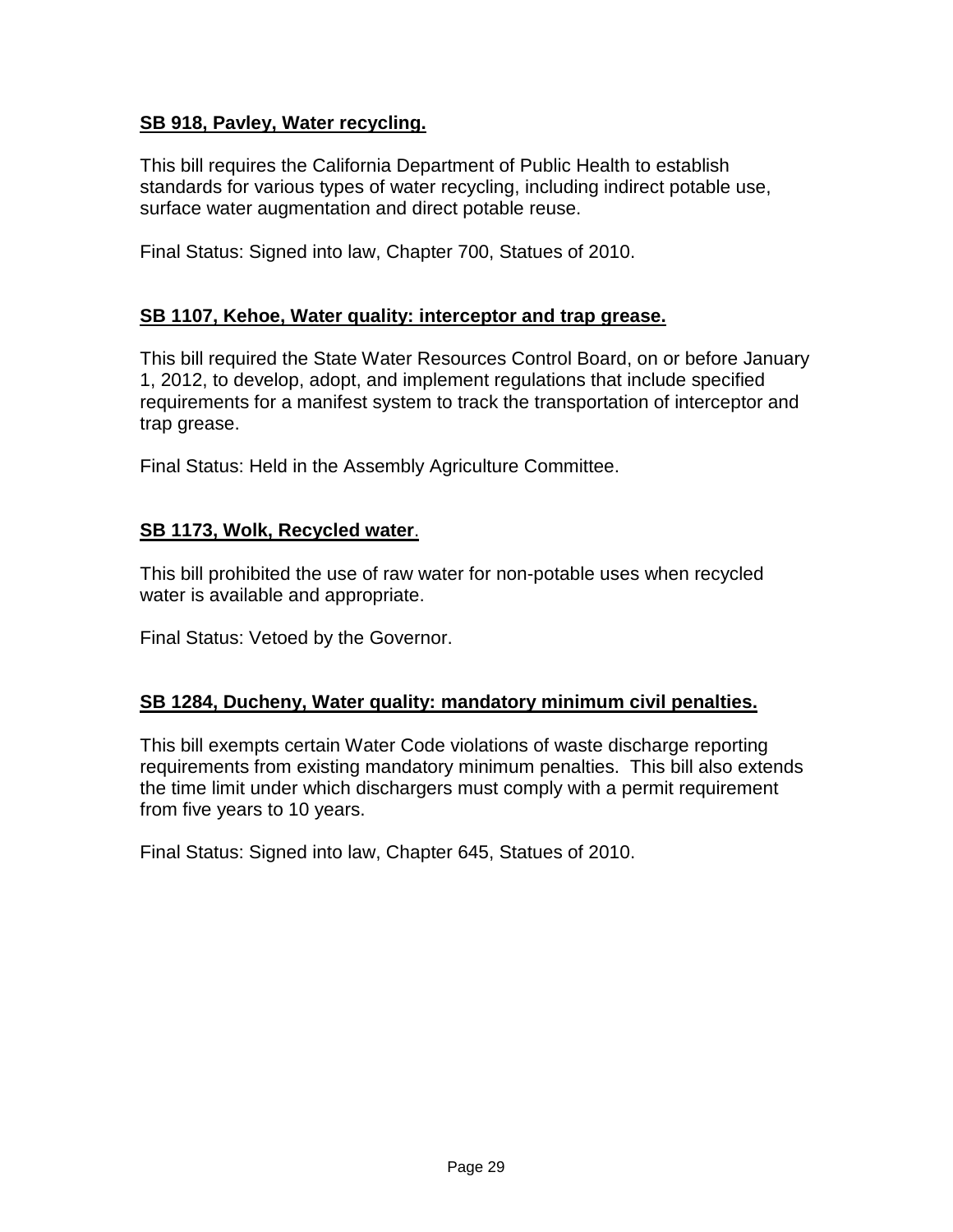**<u>SB 918, Pavley, Water recycling.</u>**

This bill requires the California Department of Public Health to establish standards for various types of water recycling, including indirect potable use, surface water augmentation and direct potable reuse.

Final Status: Signed into law, Chapter 700, Statues of 2010.

**<u>SB 1107, Kehoe, Water quality: interceptor and trap grease.</u>**

This bill required the State Water Resources Control Board, on or before January 1, 2012, to develop, adopt, and implement regulations that include specified requirements for a manifest system to track the transportation of interceptor and trap grease.

Final Status: Held in the Assembly Agriculture Committee.

**<u>SB 1173, Wolk, Recycled water</u>**.

This bill prohibited the use of raw water for non-potable uses when recycled water is available and appropriate.

Final Status: Vetoed by the Governor.

**<u>SB 1284, Ducheny, Water quality: mandatory minimum civil penalties.</u>**

This bill exempts certain Water Code violations of waste discharge reporting requirements from existing mandatory minimum penalties. This bill also extends the time limit under which dischargers must comply with a permit requirement from five years to 10 years.

Final Status: Signed into law, Chapter 645, Statues of 2010.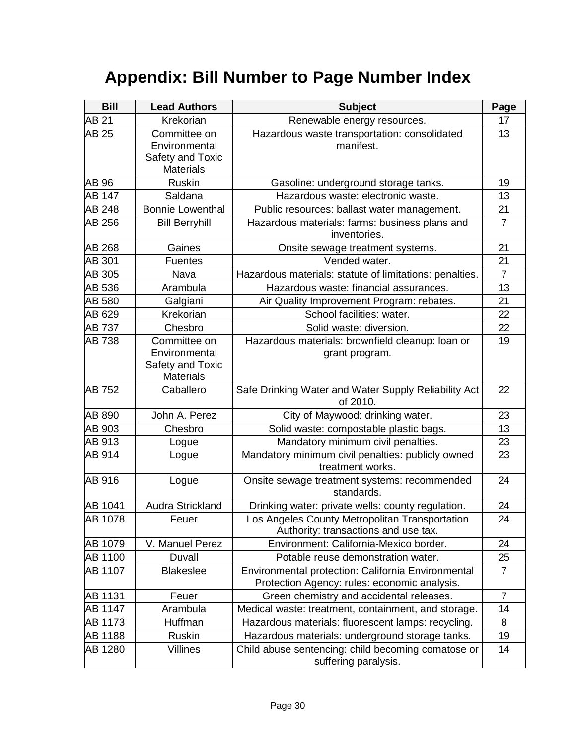# Appendix: Bill Number to Page Number Index

| Bill | Lead Authors | Subject | Page |
|---|---|---|---|
| AB 21 | Krekorian | Renewable energy resources. | 17 |
| AB 25 | Committee on Environmental Safety and Toxic Materials | Hazardous waste transportation: consolidated manifest. | 13 |
| AB 96 | Ruskin | Gasoline: underground storage tanks. | 19 |
| AB 147 | Saldana | Hazardous waste: electronic waste. | 13 |
| AB 248 | Bonnie Lowenthal | Public resources: ballast water management. | 21 |
| AB 256 | Bill Berryhill | Hazardous materials: farms: business plans and inventories. | 7 |
| AB 268 | Gaines | Onsite sewage treatment systems. | 21 |
| AB 301 | Fuentes | Vended water. | 21 |
| AB 305 | Nava | Hazardous materials: statute of limitations: penalties. | 7 |
| AB 536 | Arambula | Hazardous waste: financial assurances. | 13 |
| AB 580 | Galgiani | Air Quality Improvement Program: rebates. | 21 |
| AB 629 | Krekorian | School facilities: water. | 22 |
| AB 737 | Chesbro | Solid waste: diversion. | 22 |
| AB 738 | Committee on Environmental Safety and Toxic Materials | Hazardous materials: brownfield cleanup: loan or grant program. | 19 |
| AB 752 | Caballero | Safe Drinking Water and Water Supply Reliability Act of 2010. | 22 |
| AB 890 | John A. Perez | City of Maywood: drinking water. | 23 |
| AB 903 | Chesbro | Solid waste: compostable plastic bags. | 13 |
| AB 913 | Logue | Mandatory minimum civil penalties. | 23 |
| AB 914 | Logue | Mandatory minimum civil penalties: publicly owned treatment works. | 23 |
| AB 916 | Logue | Onsite sewage treatment systems: recommended standards. | 24 |
| AB 1041 | Audra Strickland | Drinking water: private wells: county regulation. | 24 |
| AB 1078 | Feuer | Los Angeles County Metropolitan Transportation Authority: transactions and use tax. | 24 |
| AB 1079 | V. Manuel Perez | Environment: California-Mexico border. | 24 |
| AB 1100 | Duvall | Potable reuse demonstration water. | 25 |
| AB 1107 | Blakeslee | Environmental protection: California Environmental Protection Agency: rules: economic analysis. | 7 |
| AB 1131 | Feuer | Green chemistry and accidental releases. | 7 |
| AB 1147 | Arambula | Medical waste: treatment, containment, and storage. | 14 |
| AB 1173 | Huffman | Hazardous materials: fluorescent lamps: recycling. | 8 |
| AB 1188 | Ruskin | Hazardous materials: underground storage tanks. | 19 |
| AB 1280 | Villines | Child abuse sentencing: child becoming comatose or suffering paralysis. | 14 |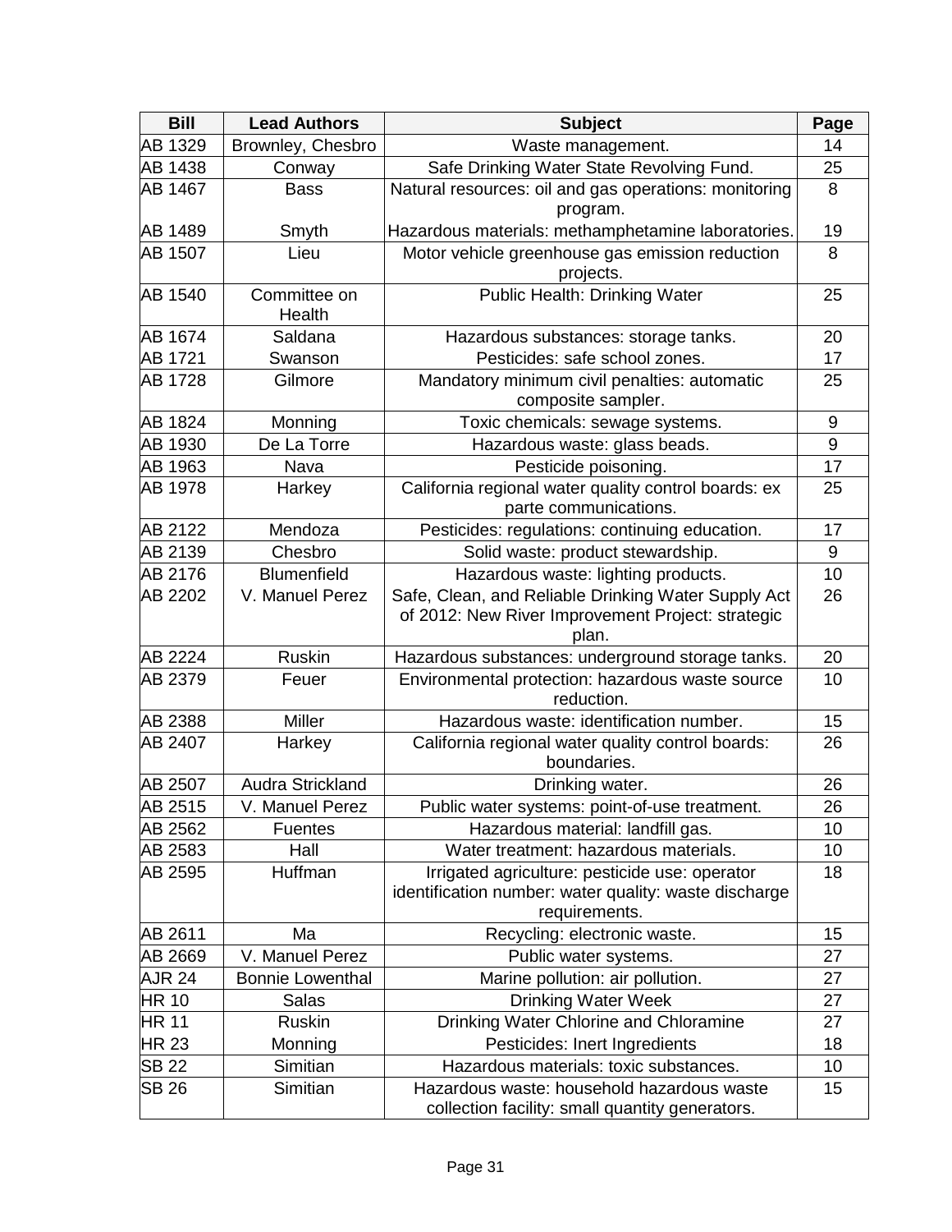| Bill | Lead Authors | Subject | Page |
|---|---|---|---|
| AB 1329 | Brownley, Chesbro | Waste management. | 14 |
| AB 1438 | Conway | Safe Drinking Water State Revolving Fund. | 25 |
| AB 1467 | Bass | Natural resources: oil and gas operations: monitoring program. | 8 |
| AB 1489 | Smyth | Hazardous materials: methamphetamine laboratories. | 19 |
| AB 1507 | Lieu | Motor vehicle greenhouse gas emission reduction projects. | 8 |
| AB 1540 | Committee on Health | Public Health: Drinking Water | 25 |
| AB 1674 | Saldana | Hazardous substances: storage tanks. | 20 |
| AB 1721 | Swanson | Pesticides: safe school zones. | 17 |
| AB 1728 | Gilmore | Mandatory minimum civil penalties: automatic composite sampler. | 25 |
| AB 1824 | Monning | Toxic chemicals: sewage systems. | 9 |
| AB 1930 | De La Torre | Hazardous waste: glass beads. | 9 |
| AB 1963 | Nava | Pesticide poisoning. | 17 |
| AB 1978 | Harkey | California regional water quality control boards: ex parte communications. | 25 |
| AB 2122 | Mendoza | Pesticides: regulations: continuing education. | 17 |
| AB 2139 | Chesbro | Solid waste: product stewardship. | 9 |
| AB 2176 | Blumenfield | Hazardous waste: lighting products. | 10 |
| AB 2202 | V. Manuel Perez | Safe, Clean, and Reliable Drinking Water Supply Act of 2012: New River Improvement Project: strategic plan. | 26 |
| AB 2224 | Ruskin | Hazardous substances: underground storage tanks. | 20 |
| AB 2379 | Feuer | Environmental protection: hazardous waste source reduction. | 10 |
| AB 2388 | Miller | Hazardous waste: identification number. | 15 |
| AB 2407 | Harkey | California regional water quality control boards: boundaries. | 26 |
| AB 2507 | Audra Strickland | Drinking water. | 26 |
| AB 2515 | V. Manuel Perez | Public water systems: point-of-use treatment. | 26 |
| AB 2562 | Fuentes | Hazardous material: landfill gas. | 10 |
| AB 2583 | Hall | Water treatment: hazardous materials. | 10 |
| AB 2595 | Huffman | Irrigated agriculture: pesticide use: operator identification number: water quality: waste discharge requirements. | 18 |
| AB 2611 | Ma | Recycling: electronic waste. | 15 |
| AB 2669 | V. Manuel Perez | Public water systems. | 27 |
| AJR 24 | Bonnie Lowenthal | Marine pollution: air pollution. | 27 |
| HR 10 | Salas | Drinking Water Week | 27 |
| HR 11 | Ruskin | Drinking Water Chlorine and Chloramine | 27 |
| HR 23 | Monning | Pesticides: Inert Ingredients | 18 |
| SB 22 | Simitian | Hazardous materials: toxic substances. | 10 |
| SB 26 | Simitian | Hazardous waste: household hazardous waste collection facility: small quantity generators. | 15 |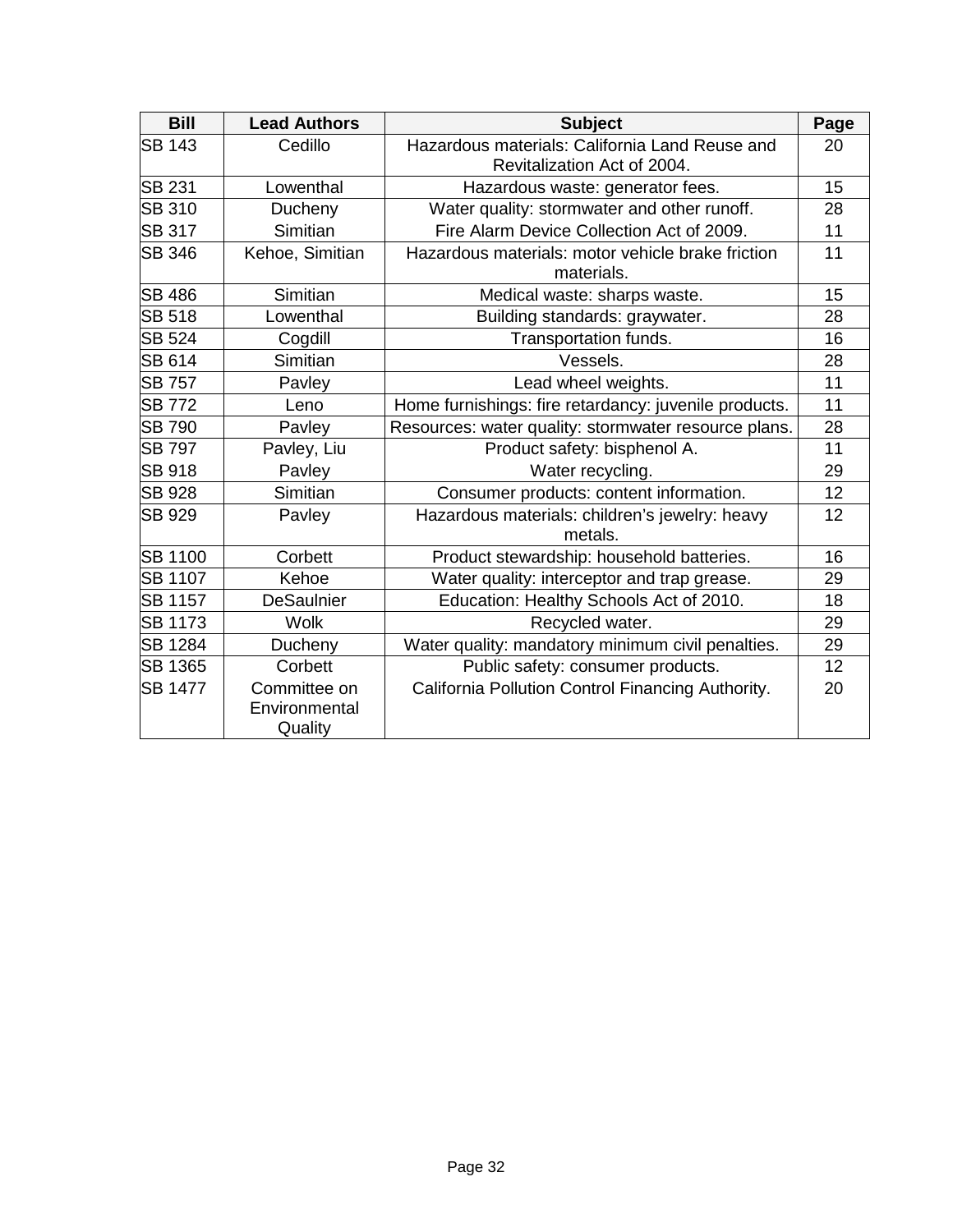| Bill | Lead Authors | Subject | Page |
| --- | --- | --- | --- |
| SB 143 | Cedillo | Hazardous materials: California Land Reuse and Revitalization Act of 2004. | 20 |
| SB 231 | Lowenthal | Hazardous waste: generator fees. | 15 |
| SB 310 | Ducheny | Water quality: stormwater and other runoff. | 28 |
| SB 317 | Simitian | Fire Alarm Device Collection Act of 2009. | 11 |
| SB 346 | Kehoe, Simitian | Hazardous materials: motor vehicle brake friction materials. | 11 |
| SB 486 | Simitian | Medical waste: sharps waste. | 15 |
| SB 518 | Lowenthal | Building standards: graywater. | 28 |
| SB 524 | Cogdill | Transportation funds. | 16 |
| SB 614 | Simitian | Vessels. | 28 |
| SB 757 | Pavley | Lead wheel weights. | 11 |
| SB 772 | Leno | Home furnishings: fire retardancy: juvenile products. | 11 |
| SB 790 | Pavley | Resources: water quality: stormwater resource plans. | 28 |
| SB 797 | Pavley, Liu | Product safety: bisphenol A. | 11 |
| SB 918 | Pavley | Water recycling. | 29 |
| SB 928 | Simitian | Consumer products: content information. | 12 |
| SB 929 | Pavley | Hazardous materials: children’s jewelry: heavy metals. | 12 |
| SB 1100 | Corbett | Product stewardship: household batteries. | 16 |
| SB 1107 | Kehoe | Water quality: interceptor and trap grease. | 29 |
| SB 1157 | DeSaulnier | Education: Healthy Schools Act of 2010. | 18 |
| SB 1173 | Wolk | Recycled water. | 29 |
| SB 1284 | Ducheny | Water quality: mandatory minimum civil penalties. | 29 |
| SB 1365 | Corbett | Public safety: consumer products. | 12 |
| SB 1477 | Committee on Environmental Quality | California Pollution Control Financing Authority. | 20 |